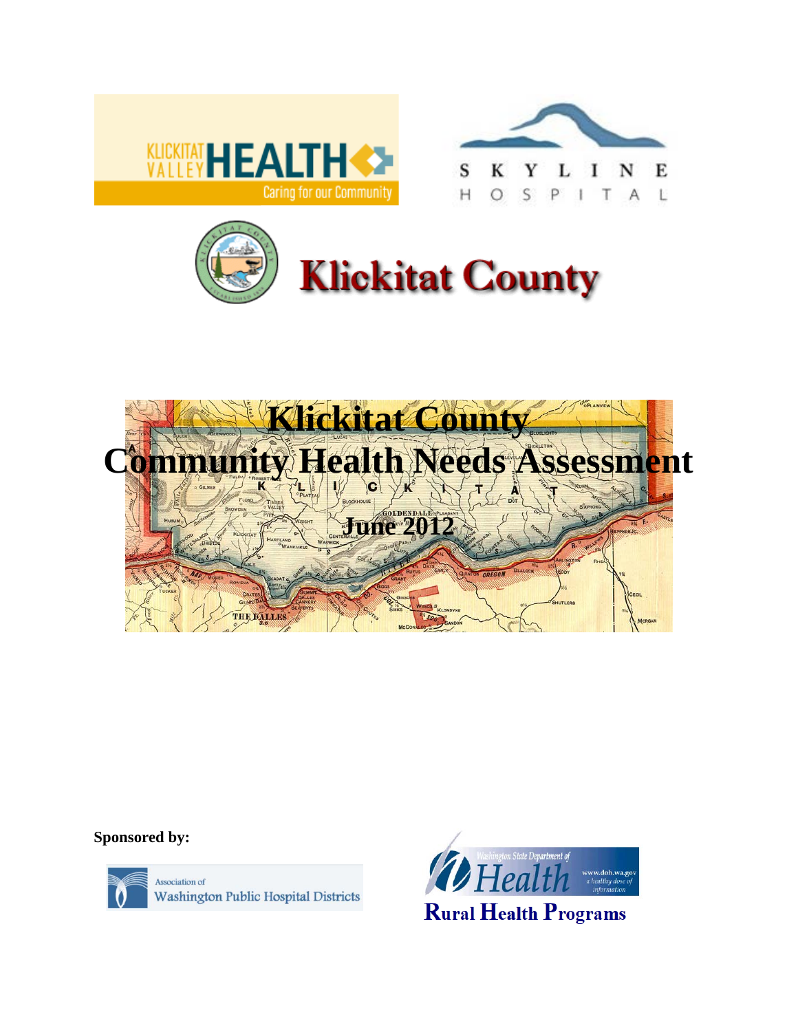# Klickitat County

# Community Health Needs Assessment

June 2012

**Sponsored by:**

Association of Washington Public Hospital Districts

Washington State Department of Health

Rural Health Programs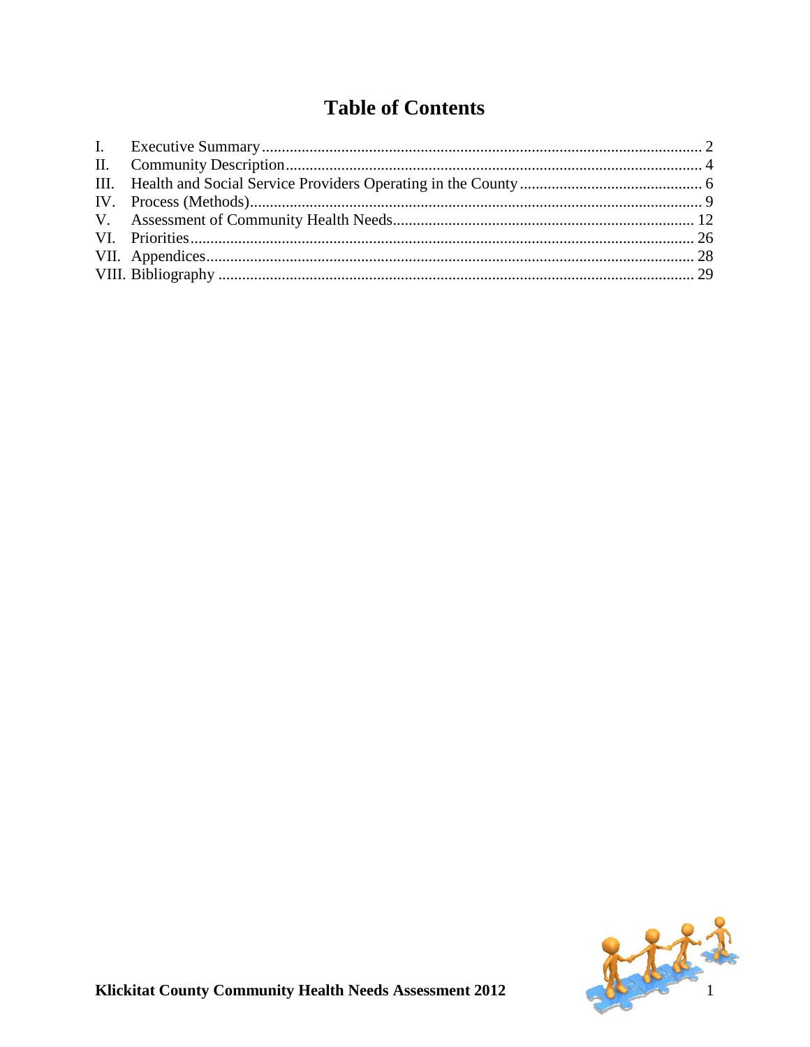# Table of Contents

I. Executive Summary ........ 2
II. Community Description ........ 4
III. Health and Social Service Providers Operating in the County ........ 6
IV. Process (Methods) ........ 9
V. Assessment of Community Health Needs ........ 12
VI. Priorities ........ 26
VII. Appendices ........ 28
VIII. Bibliography ........ 29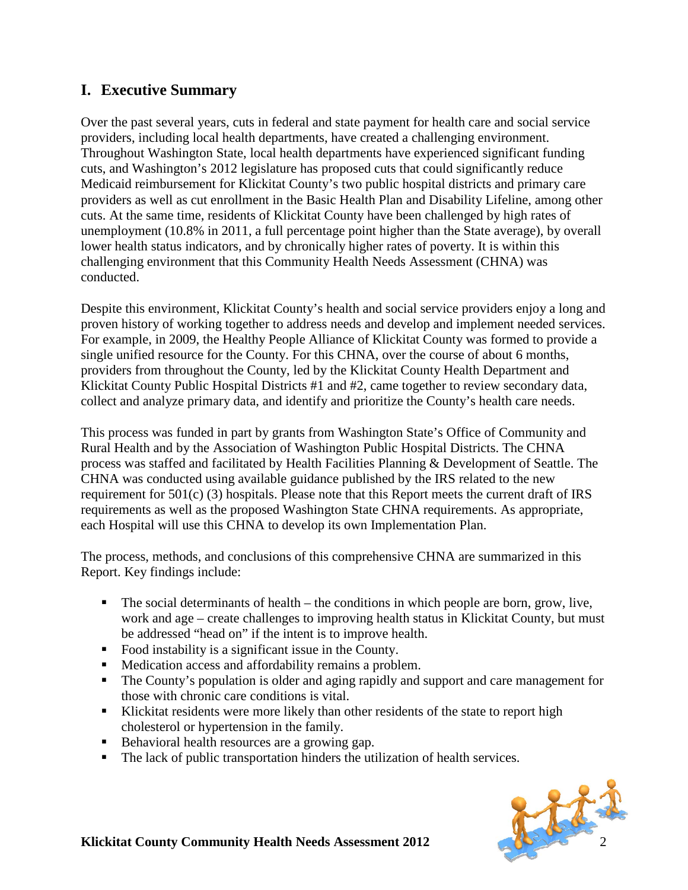## I. Executive Summary

Over the past several years, cuts in federal and state payment for health care and social service providers, including local health departments, have created a challenging environment. Throughout Washington State, local health departments have experienced significant funding cuts, and Washington's 2012 legislature has proposed cuts that could significantly reduce Medicaid reimbursement for Klickitat County's two public hospital districts and primary care providers as well as cut enrollment in the Basic Health Plan and Disability Lifeline, among other cuts. At the same time, residents of Klickitat County have been challenged by high rates of unemployment (10.8% in 2011, a full percentage point higher than the State average), by overall lower health status indicators, and by chronically higher rates of poverty. It is within this challenging environment that this Community Health Needs Assessment (CHNA) was conducted.

Despite this environment, Klickitat County's health and social service providers enjoy a long and proven history of working together to address needs and develop and implement needed services. For example, in 2009, the Healthy People Alliance of Klickitat County was formed to provide a single unified resource for the County. For this CHNA, over the course of about 6 months, providers from throughout the County, led by the Klickitat County Health Department and Klickitat County Public Hospital Districts #1 and #2, came together to review secondary data, collect and analyze primary data, and identify and prioritize the County's health care needs.

This process was funded in part by grants from Washington State's Office of Community and Rural Health and by the Association of Washington Public Hospital Districts. The CHNA process was staffed and facilitated by Health Facilities Planning & Development of Seattle. The CHNA was conducted using available guidance published by the IRS related to the new requirement for 501(c) (3) hospitals. Please note that this Report meets the current draft of IRS requirements as well as the proposed Washington State CHNA requirements. As appropriate, each Hospital will use this CHNA to develop its own Implementation Plan.

The process, methods, and conclusions of this comprehensive CHNA are summarized in this Report. Key findings include:

- The social determinants of health – the conditions in which people are born, grow, live, work and age – create challenges to improving health status in Klickitat County, but must be addressed "head on" if the intent is to improve health.
- Food instability is a significant issue in the County.
- Medication access and affordability remains a problem.
- The County's population is older and aging rapidly and support and care management for those with chronic care conditions is vital.
- Klickitat residents were more likely than other residents of the state to report high cholesterol or hypertension in the family.
- Behavioral health resources are a growing gap.
- The lack of public transportation hinders the utilization of health services.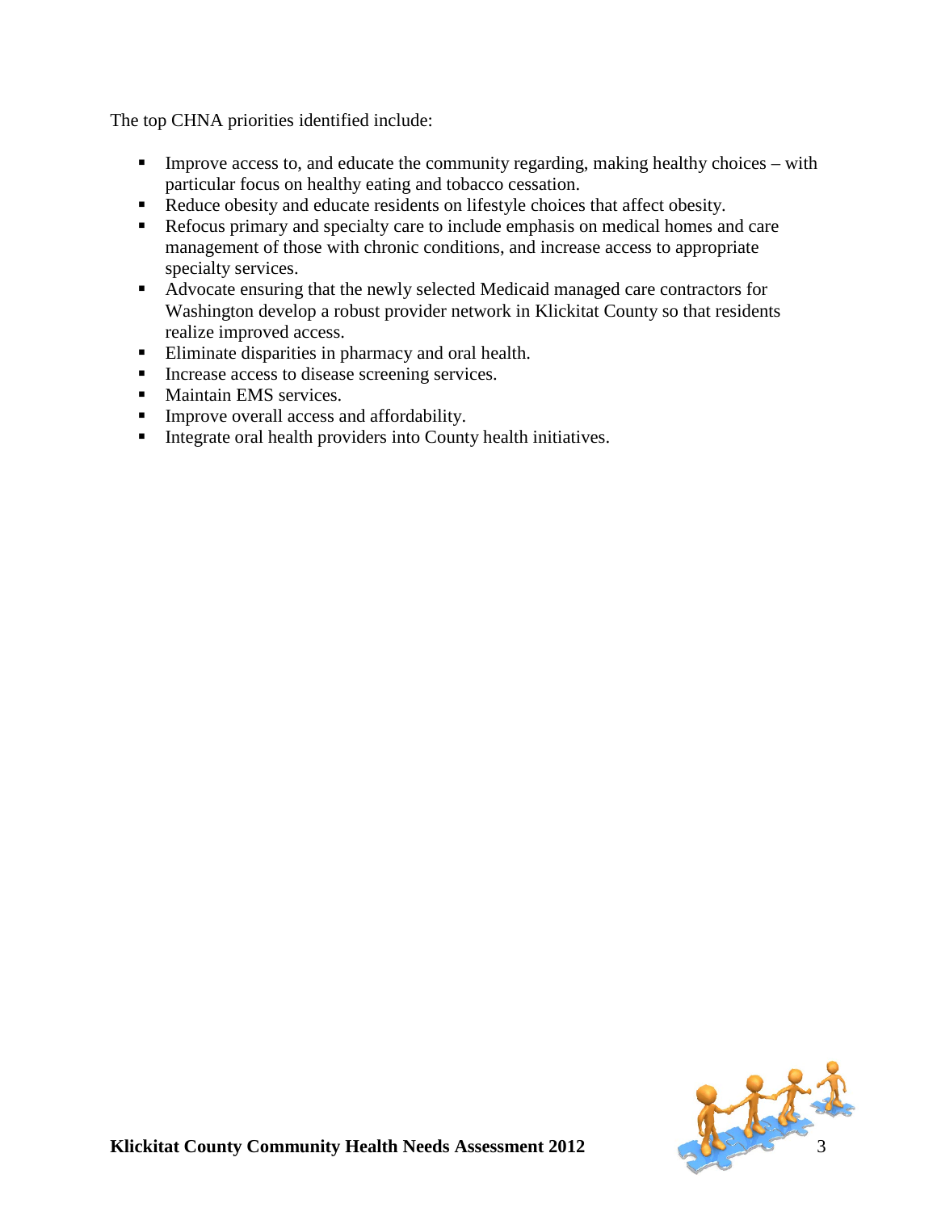The top CHNA priorities identified include:

- Improve access to, and educate the community regarding, making healthy choices – with particular focus on healthy eating and tobacco cessation.
- Reduce obesity and educate residents on lifestyle choices that affect obesity.
- Refocus primary and specialty care to include emphasis on medical homes and care management of those with chronic conditions, and increase access to appropriate specialty services.
- Advocate ensuring that the newly selected Medicaid managed care contractors for Washington develop a robust provider network in Klickitat County so that residents realize improved access.
- Eliminate disparities in pharmacy and oral health.
- Increase access to disease screening services.
- Maintain EMS services.
- Improve overall access and affordability.
- Integrate oral health providers into County health initiatives.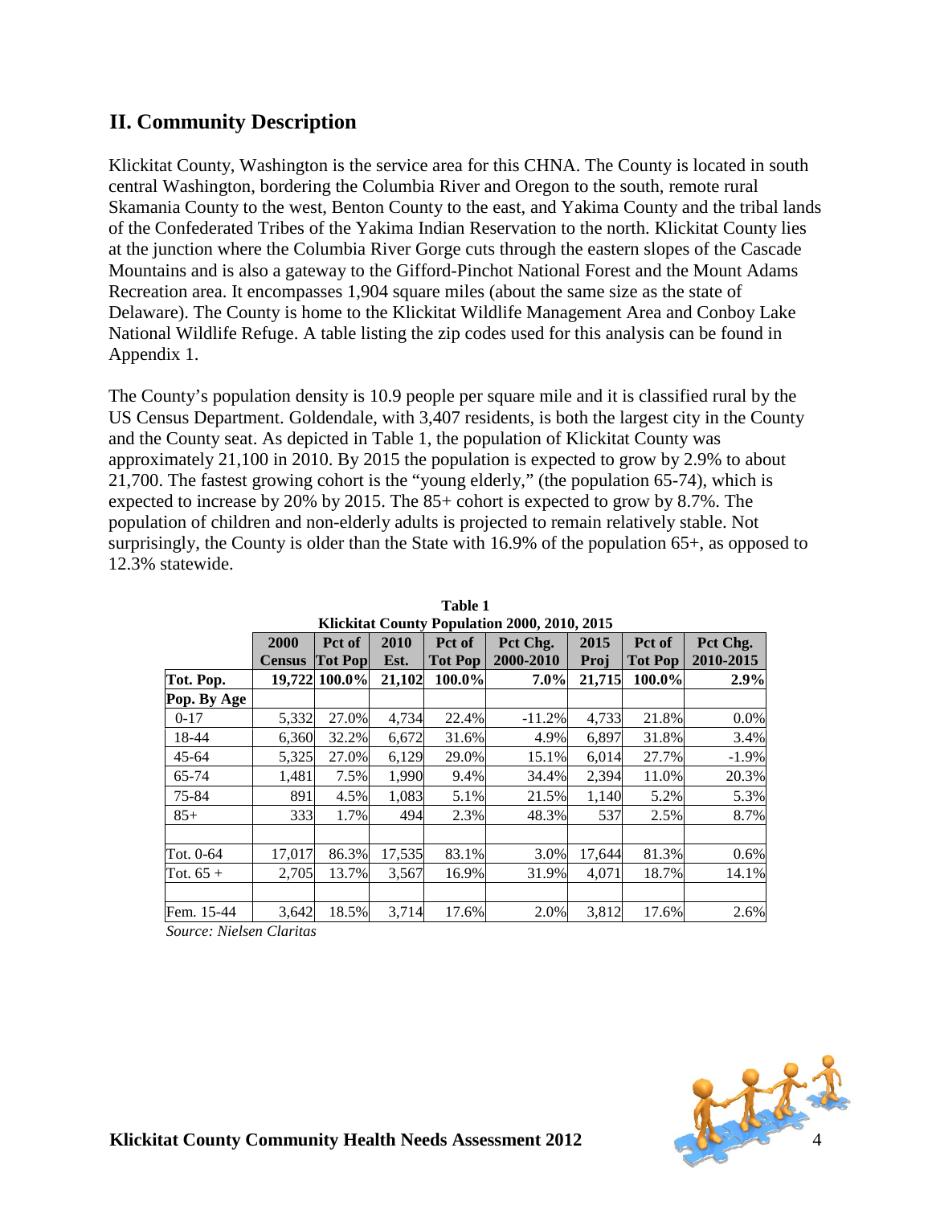## II. Community Description

Klickitat County, Washington is the service area for this CHNA. The County is located in south central Washington, bordering the Columbia River and Oregon to the south, remote rural Skamania County to the west, Benton County to the east, and Yakima County and the tribal lands of the Confederated Tribes of the Yakima Indian Reservation to the north. Klickitat County lies at the junction where the Columbia River Gorge cuts through the eastern slopes of the Cascade Mountains and is also a gateway to the Gifford-Pinchot National Forest and the Mount Adams Recreation area. It encompasses 1,904 square miles (about the same size as the state of Delaware). The County is home to the Klickitat Wildlife Management Area and Conboy Lake National Wildlife Refuge. A table listing the zip codes used for this analysis can be found in Appendix 1.

The County's population density is 10.9 people per square mile and it is classified rural by the US Census Department. Goldendale, with 3,407 residents, is both the largest city in the County and the County seat. As depicted in Table 1, the population of Klickitat County was approximately 21,100 in 2010. By 2015 the population is expected to grow by 2.9% to about 21,700. The fastest growing cohort is the "young elderly," (the population 65-74), which is expected to increase by 20% by 2015. The 85+ cohort is expected to grow by 8.7%. The population of children and non-elderly adults is projected to remain relatively stable. Not surprisingly, the County is older than the State with 16.9% of the population 65+, as opposed to 12.3% statewide.

**Table 1**
**Klickitat County Population 2000, 2010, 2015**

| | 2000 Census | Pct of Tot Pop | 2010 Est. | Pct of Tot Pop | Pct Chg. 2000-2010 | 2015 Proj | Pct of Tot Pop | Pct Chg. 2010-2015 |
|---|---|---|---|---|---|---|---|---|
| **Tot. Pop.** | **19,722** | **100.0%** | **21,102** | **100.0%** | **7.0%** | **21,715** | **100.0%** | **2.9%** |
| **Pop. By Age** | | | | | | | | |
| 0-17 | 5,332 | 27.0% | 4,734 | 22.4% | -11.2% | 4,733 | 21.8% | 0.0% |
| 18-44 | 6,360 | 32.2% | 6,672 | 31.6% | 4.9% | 6,897 | 31.8% | 3.4% |
| 45-64 | 5,325 | 27.0% | 6,129 | 29.0% | 15.1% | 6,014 | 27.7% | -1.9% |
| 65-74 | 1,481 | 7.5% | 1,990 | 9.4% | 34.4% | 2,394 | 11.0% | 20.3% |
| 75-84 | 891 | 4.5% | 1,083 | 5.1% | 21.5% | 1,140 | 5.2% | 5.3% |
| 85+ | 333 | 1.7% | 494 | 2.3% | 48.3% | 537 | 2.5% | 8.7% |
| | | | | | | | | |
| Tot. 0-64 | 17,017 | 86.3% | 17,535 | 83.1% | 3.0% | 17,644 | 81.3% | 0.6% |
| Tot. 65 + | 2,705 | 13.7% | 3,567 | 16.9% | 31.9% | 4,071 | 18.7% | 14.1% |
| | | | | | | | | |
| Fem. 15-44 | 3,642 | 18.5% | 3,714 | 17.6% | 2.0% | 3,812 | 17.6% | 2.6% |

*Source: Nielsen Claritas*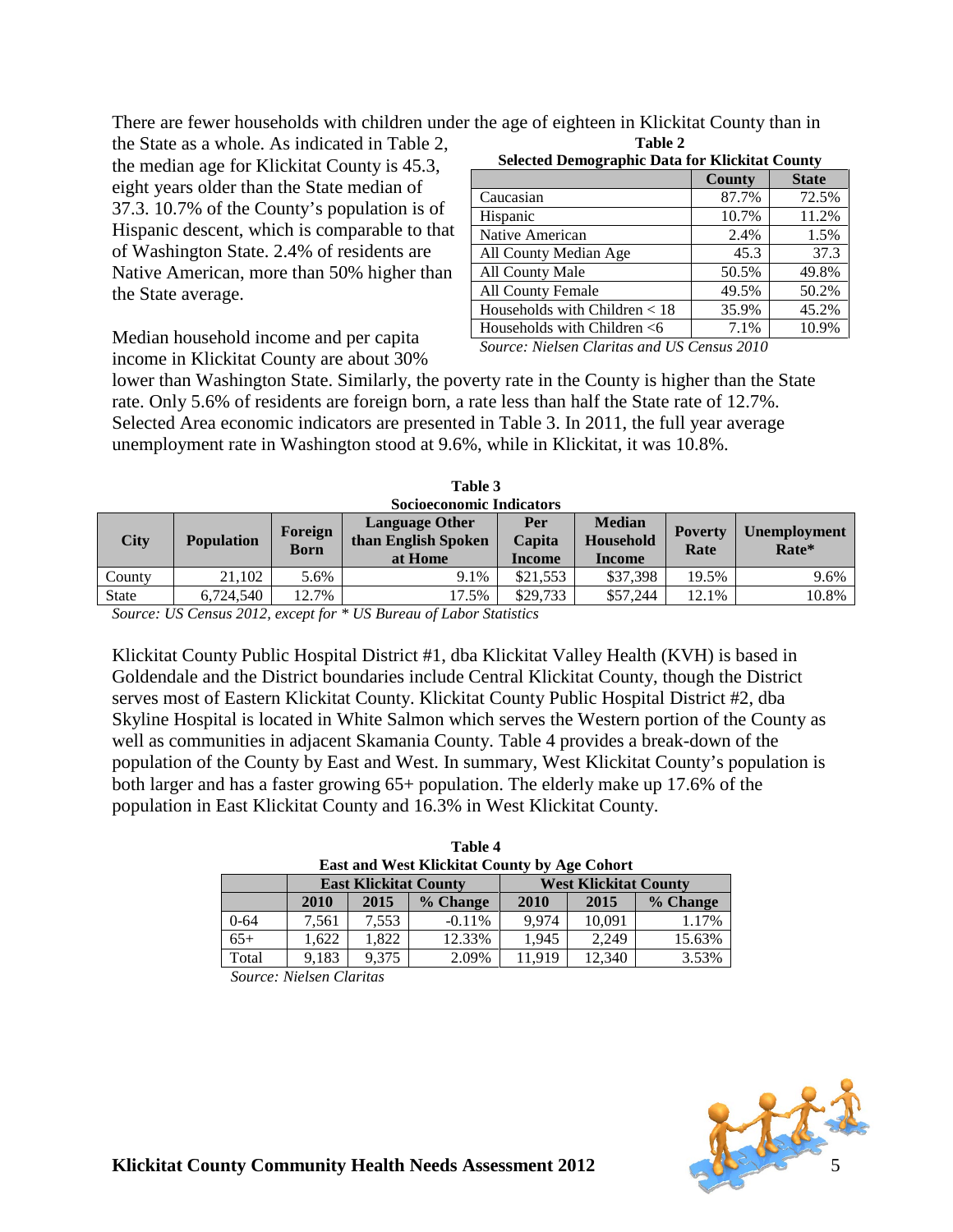There are fewer households with children under the age of eighteen in Klickitat County than in the State as a whole. As indicated in Table 2, the median age for Klickitat County is 45.3, eight years older than the State median of 37.3. 10.7% of the County's population is of Hispanic descent, which is comparable to that of Washington State. 2.4% of residents are Native American, more than 50% higher than the State average.

**Table 2**
**Selected Demographic Data for Klickitat County**

| | County | State |
|---|---|---|
| Caucasian | 87.7% | 72.5% |
| Hispanic | 10.7% | 11.2% |
| Native American | 2.4% | 1.5% |
| All County Median Age | 45.3 | 37.3 |
| All County Male | 50.5% | 49.8% |
| All County Female | 49.5% | 50.2% |
| Households with Children < 18 | 35.9% | 45.2% |
| Households with Children <6 | 7.1% | 10.9% |

*Source: Nielsen Claritas and US Census 2010*

Median household income and per capita income in Klickitat County are about 30% lower than Washington State. Similarly, the poverty rate in the County is higher than the State rate. Only 5.6% of residents are foreign born, a rate less than half the State rate of 12.7%. Selected Area economic indicators are presented in Table 3. In 2011, the full year average unemployment rate in Washington stood at 9.6%, while in Klickitat, it was 10.8%.

**Table 3**
**Socioeconomic Indicators**

| City | Population | Foreign Born | Language Other than English Spoken at Home | Per Capita Income | Median Household Income | Poverty Rate | Unemployment Rate* |
|---|---|---|---|---|---|---|---|
| County | 21,102 | 5.6% | 9.1% | $21,553 | $37,398 | 19.5% | 9.6% |
| State | 6,724,540 | 12.7% | 17.5% | $29,733 | $57,244 | 12.1% | 10.8% |

*Source: US Census 2012, except for * US Bureau of Labor Statistics*

Klickitat County Public Hospital District #1, dba Klickitat Valley Health (KVH) is based in Goldendale and the District boundaries include Central Klickitat County, though the District serves most of Eastern Klickitat County. Klickitat County Public Hospital District #2, dba Skyline Hospital is located in White Salmon which serves the Western portion of the County as well as communities in adjacent Skamania County. Table 4 provides a break-down of the population of the County by East and West. In summary, West Klickitat County's population is both larger and has a faster growing 65+ population. The elderly make up 17.6% of the population in East Klickitat County and 16.3% in West Klickitat County.

**Table 4**
**East and West Klickitat County by Age Cohort**

| | East Klickitat County | | | West Klickitat County | | |
|---|---|---|---|---|---|---|
| | 2010 | 2015 | % Change | 2010 | 2015 | % Change |
| 0-64 | 7,561 | 7,553 | -0.11% | 9,974 | 10,091 | 1.17% |
| 65+ | 1,622 | 1,822 | 12.33% | 1,945 | 2,249 | 15.63% |
| Total | 9,183 | 9,375 | 2.09% | 11,919 | 12,340 | 3.53% |

*Source: Nielsen Claritas*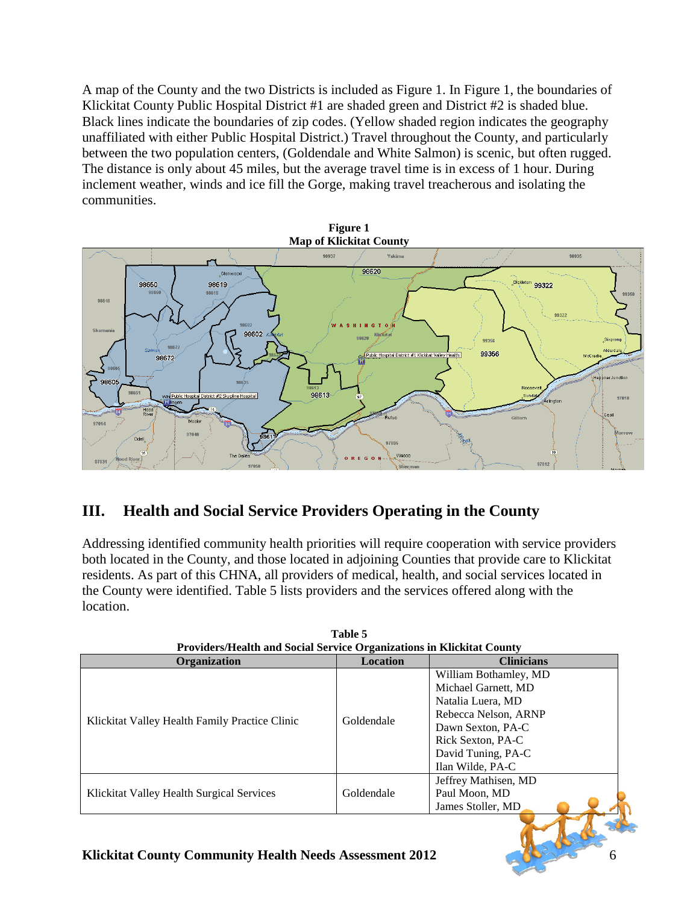A map of the County and the two Districts is included as Figure 1. In Figure 1, the boundaries of Klickitat County Public Hospital District #1 are shaded green and District #2 is shaded blue. Black lines indicate the boundaries of zip codes. (Yellow shaded region indicates the geography unaffiliated with either Public Hospital District.) Travel throughout the County, and particularly between the two population centers, (Goldendale and White Salmon) is scenic, but often rugged. The distance is only about 45 miles, but the average travel time is in excess of 1 hour. During inclement weather, winds and ice fill the Gorge, making travel treacherous and isolating the communities.

**Figure 1**
**Map of Klickitat County**

## III. Health and Social Service Providers Operating in the County

Addressing identified community health priorities will require cooperation with service providers both located in the County, and those located in adjoining Counties that provide care to Klickitat residents. As part of this CHNA, all providers of medical, health, and social services located in the County were identified. Table 5 lists providers and the services offered along with the location.

**Table 5**
**Providers/Health and Social Service Organizations in Klickitat County**

| Organization | Location | Clinicians |
|---|---|---|
| Klickitat Valley Health Family Practice Clinic | Goldendale | William Bothamley, MD<br>Michael Garnett, MD<br>Natalia Luera, MD<br>Rebecca Nelson, ARNP<br>Dawn Sexton, PA-C<br>Rick Sexton, PA-C<br>David Tuning, PA-C<br>Ilan Wilde, PA-C |
| Klickitat Valley Health Surgical Services | Goldendale | Jeffrey Mathisen, MD<br>Paul Moon, MD<br>James Stoller, MD |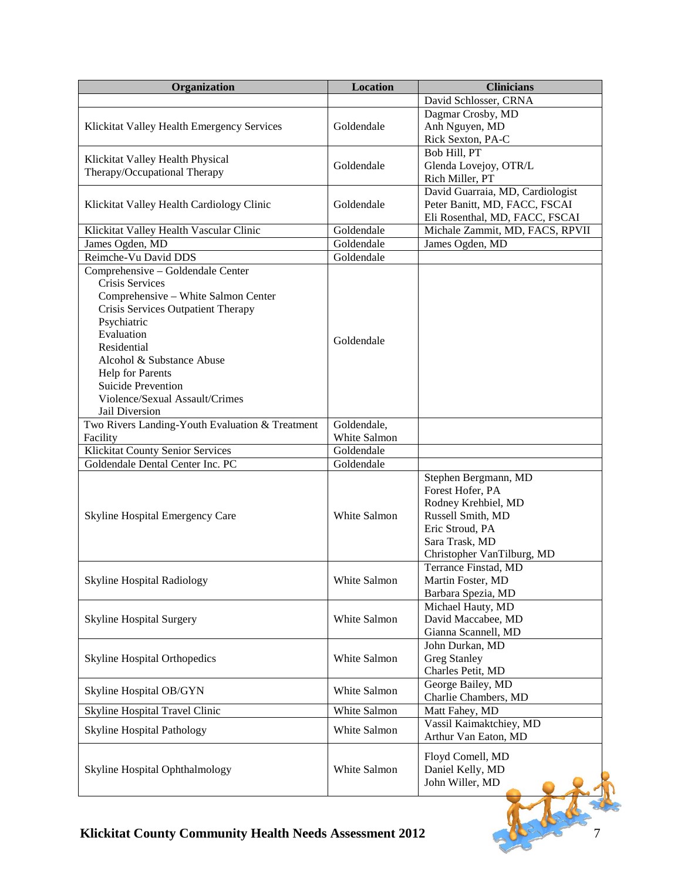| Organization | Location | Clinicians |
|---|---|---|
| | | David Schlosser, CRNA |
| Klickitat Valley Health Emergency Services | Goldendale | Dagmar Crosby, MD<br>Anh Nguyen, MD<br>Rick Sexton, PA-C |
| Klickitat Valley Health Physical Therapy/Occupational Therapy | Goldendale | Bob Hill, PT<br>Glenda Lovejoy, OTR/L<br>Rich Miller, PT |
| Klickitat Valley Health Cardiology Clinic | Goldendale | David Guarraia, MD, Cardiologist<br>Peter Banitt, MD, FACC, FSCAI<br>Eli Rosenthal, MD, FACC, FSCAI |
| Klickitat Valley Health Vascular Clinic | Goldendale | Michale Zammit, MD, FACS, RPVII |
| James Ogden, MD | Goldendale | James Ogden, MD |
| Reimche-Vu David DDS | Goldendale | |
| Comprehensive – Goldendale Center<br>Crisis Services<br>Comprehensive – White Salmon Center<br>Crisis Services Outpatient Therapy<br>Psychiatric<br>Evaluation<br>Residential<br>Alcohol & Substance Abuse<br>Help for Parents<br>Suicide Prevention<br>Violence/Sexual Assault/Crimes<br>Jail Diversion | Goldendale | |
| Two Rivers Landing-Youth Evaluation & Treatment Facility | Goldendale, White Salmon | |
| Klickitat County Senior Services | Goldendale | |
| Goldendale Dental Center Inc. PC | Goldendale | |
| Skyline Hospital Emergency Care | White Salmon | Stephen Bergmann, MD<br>Forest Hofer, PA<br>Rodney Krehbiel, MD<br>Russell Smith, MD<br>Eric Stroud, PA<br>Sara Trask, MD<br>Christopher VanTilburg, MD |
| Skyline Hospital Radiology | White Salmon | Terrance Finstad, MD<br>Martin Foster, MD<br>Barbara Spezia, MD |
| Skyline Hospital Surgery | White Salmon | Michael Hauty, MD<br>David Maccabee, MD<br>Gianna Scannell, MD |
| Skyline Hospital Orthopedics | White Salmon | John Durkan, MD<br>Greg Stanley<br>Charles Petit, MD |
| Skyline Hospital OB/GYN | White Salmon | George Bailey, MD<br>Charlie Chambers, MD |
| Skyline Hospital Travel Clinic | White Salmon | Matt Fahey, MD |
| Skyline Hospital Pathology | White Salmon | Vassil Kaimaktchiey, MD<br>Arthur Van Eaton, MD |
| Skyline Hospital Ophthalmology | White Salmon | Floyd Comell, MD<br>Daniel Kelly, MD<br>John Willer, MD |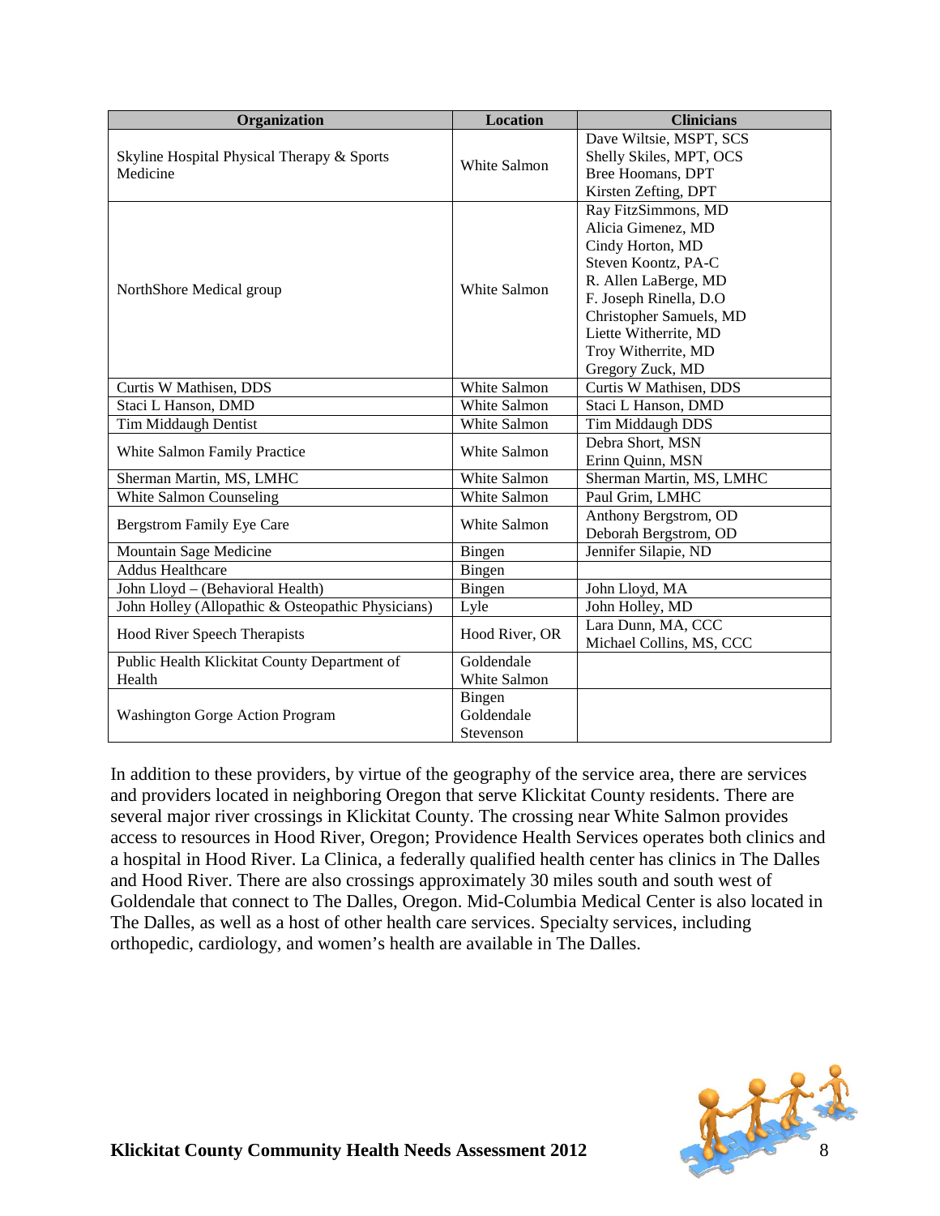| Organization | Location | Clinicians |
|---|---|---|
| Skyline Hospital Physical Therapy & Sports Medicine | White Salmon | Dave Wiltsie, MSPT, SCS<br>Shelly Skiles, MPT, OCS<br>Bree Hoomans, DPT<br>Kirsten Zefting, DPT |
| NorthShore Medical group | White Salmon | Ray FitzSimmons, MD<br>Alicia Gimenez, MD<br>Cindy Horton, MD<br>Steven Koontz, PA-C<br>R. Allen LaBerge, MD<br>F. Joseph Rinella, D.O<br>Christopher Samuels, MD<br>Liette Witherrite, MD<br>Troy Witherrite, MD<br>Gregory Zuck, MD |
| Curtis W Mathisen, DDS | White Salmon | Curtis W Mathisen, DDS |
| Staci L Hanson, DMD | White Salmon | Staci L Hanson, DMD |
| Tim Middaugh Dentist | White Salmon | Tim Middaugh DDS |
| White Salmon Family Practice | White Salmon | Debra Short, MSN<br>Erinn Quinn, MSN |
| Sherman Martin, MS, LMHC | White Salmon | Sherman Martin, MS, LMHC |
| White Salmon Counseling | White Salmon | Paul Grim, LMHC |
| Bergstrom Family Eye Care | White Salmon | Anthony Bergstrom, OD<br>Deborah Bergstrom, OD |
| Mountain Sage Medicine | Bingen | Jennifer Silapie, ND |
| Addus Healthcare | Bingen | |
| John Lloyd – (Behavioral Health) | Bingen | John Lloyd, MA |
| John Holley (Allopathic & Osteopathic Physicians) | Lyle | John Holley, MD |
| Hood River Speech Therapists | Hood River, OR | Lara Dunn, MA, CCC<br>Michael Collins, MS, CCC |
| Public Health Klickitat County Department of Health | Goldendale<br>White Salmon | |
| Washington Gorge Action Program | Bingen<br>Goldendale<br>Stevenson | |

In addition to these providers, by virtue of the geography of the service area, there are services and providers located in neighboring Oregon that serve Klickitat County residents. There are several major river crossings in Klickitat County. The crossing near White Salmon provides access to resources in Hood River, Oregon; Providence Health Services operates both clinics and a hospital in Hood River. La Clinica, a federally qualified health center has clinics in The Dalles and Hood River. There are also crossings approximately 30 miles south and south west of Goldendale that connect to The Dalles, Oregon. Mid-Columbia Medical Center is also located in The Dalles, as well as a host of other health care services. Specialty services, including orthopedic, cardiology, and women's health are available in The Dalles.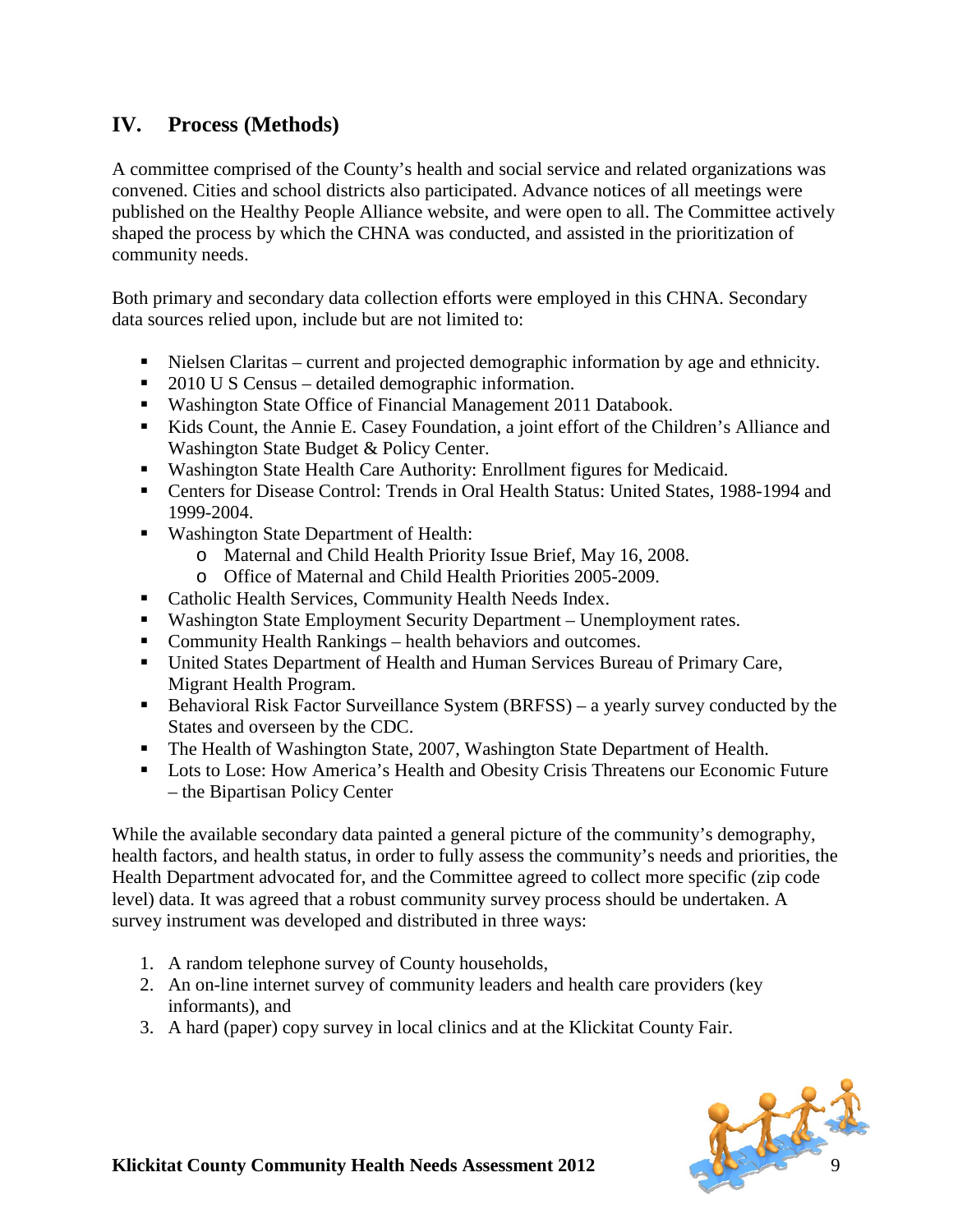## IV. Process (Methods)

A committee comprised of the County's health and social service and related organizations was convened. Cities and school districts also participated. Advance notices of all meetings were published on the Healthy People Alliance website, and were open to all. The Committee actively shaped the process by which the CHNA was conducted, and assisted in the prioritization of community needs.

Both primary and secondary data collection efforts were employed in this CHNA. Secondary data sources relied upon, include but are not limited to:

- Nielsen Claritas – current and projected demographic information by age and ethnicity.
- 2010 U S Census – detailed demographic information.
- Washington State Office of Financial Management 2011 Databook.
- Kids Count, the Annie E. Casey Foundation, a joint effort of the Children's Alliance and Washington State Budget & Policy Center.
- Washington State Health Care Authority: Enrollment figures for Medicaid.
- Centers for Disease Control: Trends in Oral Health Status: United States, 1988-1994 and 1999-2004.
- Washington State Department of Health:
  - Maternal and Child Health Priority Issue Brief, May 16, 2008.
  - Office of Maternal and Child Health Priorities 2005-2009.
- Catholic Health Services, Community Health Needs Index.
- Washington State Employment Security Department – Unemployment rates.
- Community Health Rankings – health behaviors and outcomes.
- United States Department of Health and Human Services Bureau of Primary Care, Migrant Health Program.
- Behavioral Risk Factor Surveillance System (BRFSS) – a yearly survey conducted by the States and overseen by the CDC.
- The Health of Washington State, 2007, Washington State Department of Health.
- Lots to Lose: How America's Health and Obesity Crisis Threatens our Economic Future – the Bipartisan Policy Center

While the available secondary data painted a general picture of the community's demography, health factors, and health status, in order to fully assess the community's needs and priorities, the Health Department advocated for, and the Committee agreed to collect more specific (zip code level) data. It was agreed that a robust community survey process should be undertaken. A survey instrument was developed and distributed in three ways:

1. A random telephone survey of County households,
2. An on-line internet survey of community leaders and health care providers (key informants), and
3. A hard (paper) copy survey in local clinics and at the Klickitat County Fair.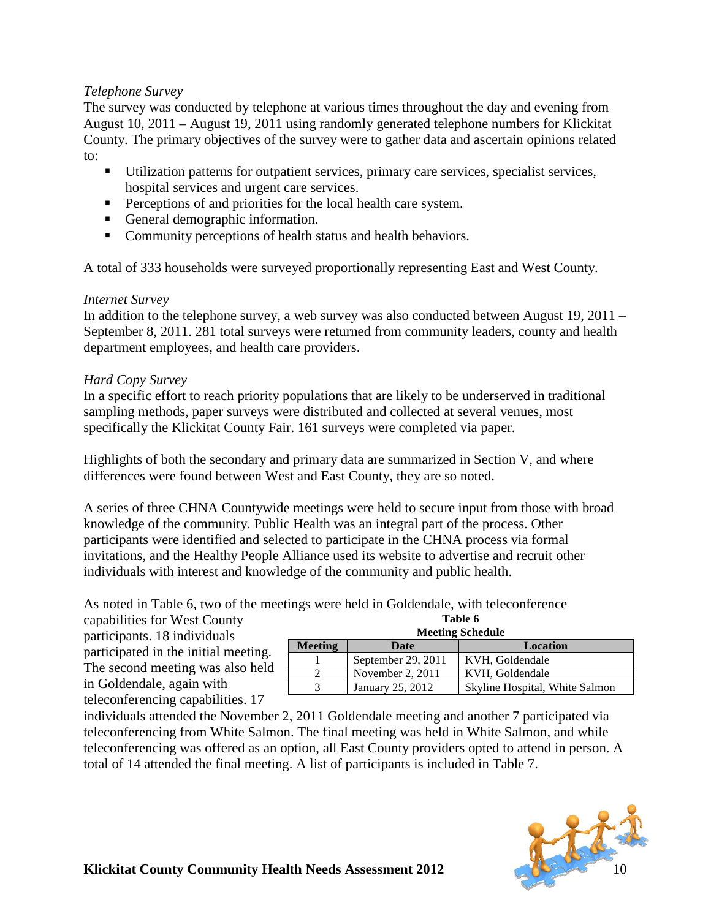*Telephone Survey*

The survey was conducted by telephone at various times throughout the day and evening from August 10, 2011 – August 19, 2011 using randomly generated telephone numbers for Klickitat County. The primary objectives of the survey were to gather data and ascertain opinions related to:

- Utilization patterns for outpatient services, primary care services, specialist services, hospital services and urgent care services.
- Perceptions of and priorities for the local health care system.
- General demographic information.
- Community perceptions of health status and health behaviors.

A total of 333 households were surveyed proportionally representing East and West County.

*Internet Survey*

In addition to the telephone survey, a web survey was also conducted between August 19, 2011 – September 8, 2011. 281 total surveys were returned from community leaders, county and health department employees, and health care providers.

*Hard Copy Survey*

In a specific effort to reach priority populations that are likely to be underserved in traditional sampling methods, paper surveys were distributed and collected at several venues, most specifically the Klickitat County Fair. 161 surveys were completed via paper.

Highlights of both the secondary and primary data are summarized in Section V, and where differences were found between West and East County, they are so noted.

A series of three CHNA Countywide meetings were held to secure input from those with broad knowledge of the community. Public Health was an integral part of the process. Other participants were identified and selected to participate in the CHNA process via formal invitations, and the Healthy People Alliance used its website to advertise and recruit other individuals with interest and knowledge of the community and public health.

As noted in Table 6, two of the meetings were held in Goldendale, with teleconference capabilities for West County participants. 18 individuals participated in the initial meeting. The second meeting was also held in Goldendale, again with teleconferencing capabilities. 17 individuals attended the November 2, 2011 Goldendale meeting and another 7 participated via teleconferencing from White Salmon. The final meeting was held in White Salmon, and while teleconferencing was offered as an option, all East County providers opted to attend in person. A total of 14 attended the final meeting. A list of participants is included in Table 7.

**Table 6**
**Meeting Schedule**

| Meeting | Date | Location |
|---|---|---|
| 1 | September 29, 2011 | KVH, Goldendale |
| 2 | November 2, 2011 | KVH, Goldendale |
| 3 | January 25, 2012 | Skyline Hospital, White Salmon |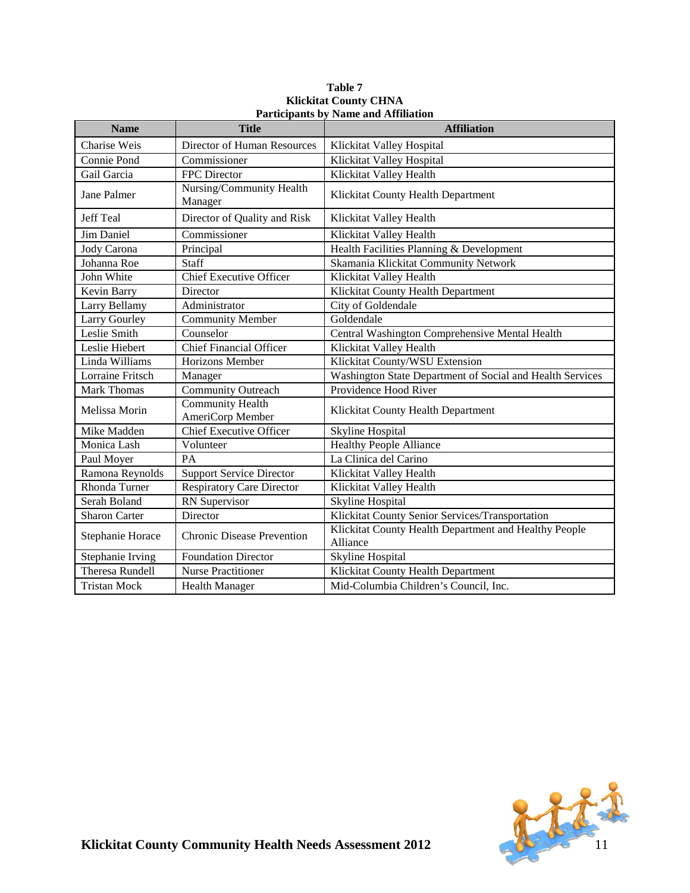**Table 7**
**Klickitat County CHNA**
**Participants by Name and Affiliation**

| Name | Title | Affiliation |
|---|---|---|
| Charise Weis | Director of Human Resources | Klickitat Valley Hospital |
| Connie Pond | Commissioner | Klickitat Valley Hospital |
| Gail Garcia | FPC Director | Klickitat Valley Health |
| Jane Palmer | Nursing/Community Health Manager | Klickitat County Health Department |
| Jeff Teal | Director of Quality and Risk | Klickitat Valley Health |
| Jim Daniel | Commissioner | Klickitat Valley Health |
| Jody Carona | Principal | Health Facilities Planning & Development |
| Johanna Roe | Staff | Skamania Klickitat Community Network |
| John White | Chief Executive Officer | Klickitat Valley Health |
| Kevin Barry | Director | Klickitat County Health Department |
| Larry Bellamy | Administrator | City of Goldendale |
| Larry Gourley | Community Member | Goldendale |
| Leslie Smith | Counselor | Central Washington Comprehensive Mental Health |
| Leslie Hiebert | Chief Financial Officer | Klickitat Valley Health |
| Linda Williams | Horizons Member | Klickitat County/WSU Extension |
| Lorraine Fritsch | Manager | Washington State Department of Social and Health Services |
| Mark Thomas | Community Outreach | Providence Hood River |
| Melissa Morin | Community Health AmeriCorp Member | Klickitat County Health Department |
| Mike Madden | Chief Executive Officer | Skyline Hospital |
| Monica Lash | Volunteer | Healthy People Alliance |
| Paul Moyer | PA | La Clinica del Carino |
| Ramona Reynolds | Support Service Director | Klickitat Valley Health |
| Rhonda Turner | Respiratory Care Director | Klickitat Valley Health |
| Serah Boland | RN Supervisor | Skyline Hospital |
| Sharon Carter | Director | Klickitat County Senior Services/Transportation |
| Stephanie Horace | Chronic Disease Prevention | Klickitat County Health Department and Healthy People Alliance |
| Stephanie Irving | Foundation Director | Skyline Hospital |
| Theresa Rundell | Nurse Practitioner | Klickitat County Health Department |
| Tristan Mock | Health Manager | Mid-Columbia Children's Council, Inc. |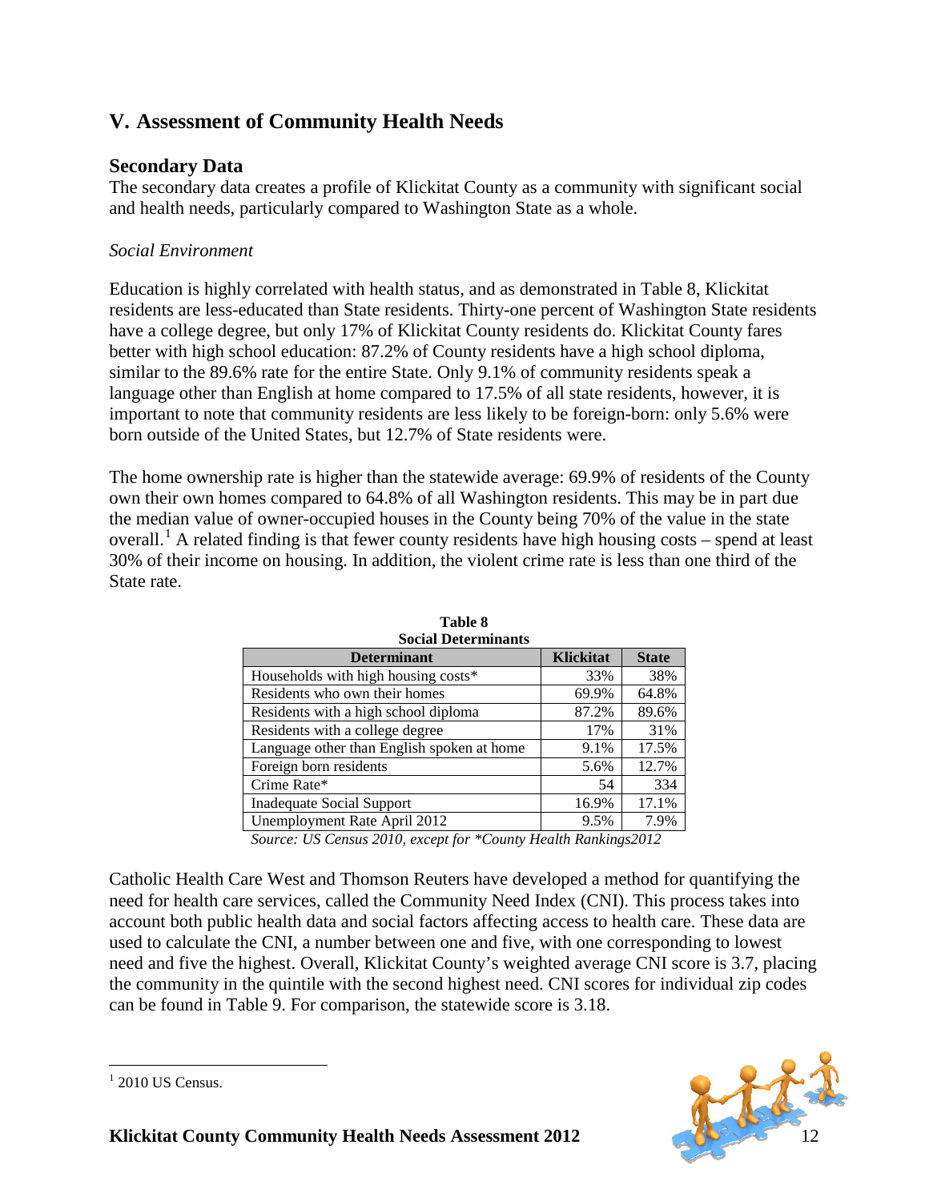# V. Assessment of Community Health Needs

## Secondary Data

The secondary data creates a profile of Klickitat County as a community with significant social and health needs, particularly compared to Washington State as a whole.

### *Social Environment*

Education is highly correlated with health status, and as demonstrated in Table 8, Klickitat residents are less-educated than State residents. Thirty-one percent of Washington State residents have a college degree, but only 17% of Klickitat County residents do. Klickitat County fares better with high school education: 87.2% of County residents have a high school diploma, similar to the 89.6% rate for the entire State. Only 9.1% of community residents speak a language other than English at home compared to 17.5% of all state residents, however, it is important to note that community residents are less likely to be foreign-born: only 5.6% were born outside of the United States, but 12.7% of State residents were.

The home ownership rate is higher than the statewide average: 69.9% of residents of the County own their own homes compared to 64.8% of all Washington residents. This may be in part due the median value of owner-occupied houses in the County being 70% of the value in the state overall.[1] A related finding is that fewer county residents have high housing costs – spend at least 30% of their income on housing. In addition, the violent crime rate is less than one third of the State rate.

**Table 8**
**Social Determinants**

| Determinant | Klickitat | State |
|---|---|---|
| Households with high housing costs* | 33% | 38% |
| Residents who own their homes | 69.9% | 64.8% |
| Residents with a high school diploma | 87.2% | 89.6% |
| Residents with a college degree | 17% | 31% |
| Language other than English spoken at home | 9.1% | 17.5% |
| Foreign born residents | 5.6% | 12.7% |
| Crime Rate* | 54 | 334 |
| Inadequate Social Support | 16.9% | 17.1% |
| Unemployment Rate April 2012 | 9.5% | 7.9% |

*Source: US Census 2010, except for *County Health Rankings2012*

Catholic Health Care West and Thomson Reuters have developed a method for quantifying the need for health care services, called the Community Need Index (CNI). This process takes into account both public health data and social factors affecting access to health care. These data are used to calculate the CNI, a number between one and five, with one corresponding to lowest need and five the highest. Overall, Klickitat County's weighted average CNI score is 3.7, placing the community in the quintile with the second highest need. CNI scores for individual zip codes can be found in Table 9. For comparison, the statewide score is 3.18.

[1] 2010 US Census.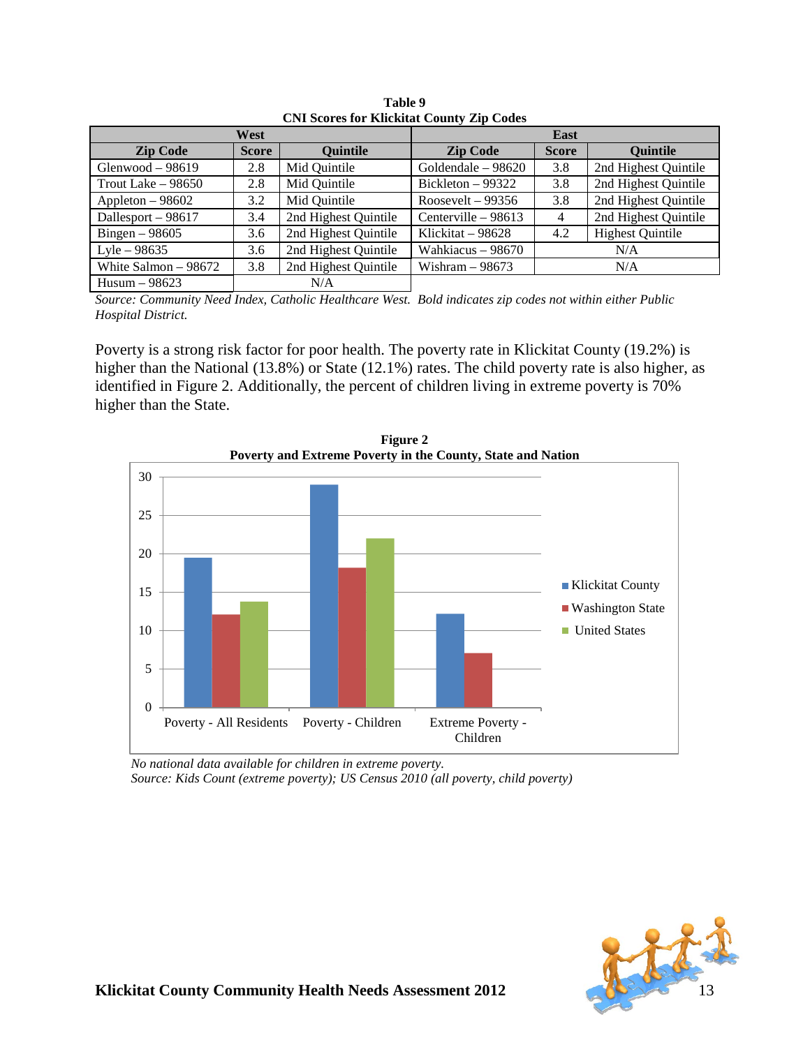**Table 9**
**CNI Scores for Klickitat County Zip Codes**

| West | | | East | | |
|---|---|---|---|---|---|
| **Zip Code** | **Score** | **Quintile** | **Zip Code** | **Score** | **Quintile** |
| Glenwood – 98619 | 2.8 | Mid Quintile | Goldendale – 98620 | 3.8 | 2nd Highest Quintile |
| Trout Lake – 98650 | 2.8 | Mid Quintile | Bickleton – 99322 | 3.8 | 2nd Highest Quintile |
| Appleton – 98602 | 3.2 | Mid Quintile | Roosevelt – 99356 | 3.8 | 2nd Highest Quintile |
| Dallesport – 98617 | 3.4 | 2nd Highest Quintile | Centerville – 98613 | 4 | 2nd Highest Quintile |
| Bingen – 98605 | 3.6 | 2nd Highest Quintile | Klickitat – 98628 | 4.2 | Highest Quintile |
| Lyle – 98635 | 3.6 | 2nd Highest Quintile | Wahkiacus – 98670 | N/A | |
| White Salmon – 98672 | 3.8 | 2nd Highest Quintile | Wishram – 98673 | N/A | |
| Husum – 98623 | N/A | | | | |

*Source: Community Need Index, Catholic Healthcare West. Bold indicates zip codes not within either Public Hospital District.*

Poverty is a strong risk factor for poor health. The poverty rate in Klickitat County (19.2%) is higher than the National (13.8%) or State (12.1%) rates. The child poverty rate is also higher, as identified in Figure 2. Additionally, the percent of children living in extreme poverty is 70% higher than the State.

**Figure 2**
**Poverty and Extreme Poverty in the County, State and Nation**

*No national data available for children in extreme poverty.*
*Source: Kids Count (extreme poverty); US Census 2010 (all poverty, child poverty)*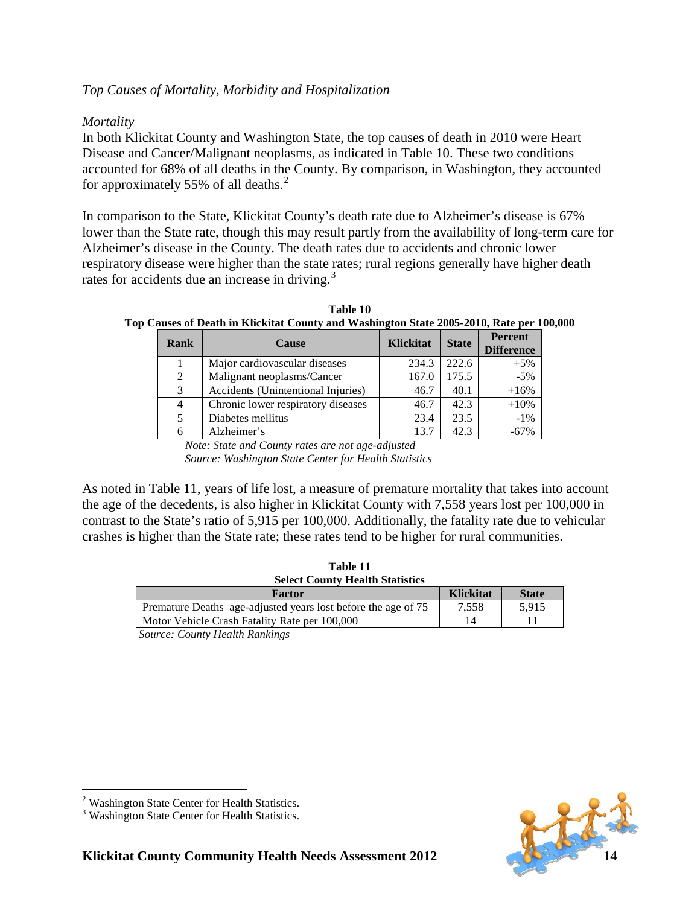*Top Causes of Mortality, Morbidity and Hospitalization*

*Mortality*

In both Klickitat County and Washington State, the top causes of death in 2010 were Heart Disease and Cancer/Malignant neoplasms, as indicated in Table 10. These two conditions accounted for 68% of all deaths in the County. By comparison, in Washington, they accounted for approximately 55% of all deaths.[2]

In comparison to the State, Klickitat County's death rate due to Alzheimer's disease is 67% lower than the State rate, though this may result partly from the availability of long-term care for Alzheimer's disease in the County. The death rates due to accidents and chronic lower respiratory disease were higher than the state rates; rural regions generally have higher death rates for accidents due an increase in driving.[3]

**Table 10**
**Top Causes of Death in Klickitat County and Washington State 2005-2010, Rate per 100,000**

| Rank | Cause | Klickitat | State | Percent Difference |
|---|---|---|---|---|
| 1 | Major cardiovascular diseases | 234.3 | 222.6 | +5% |
| 2 | Malignant neoplasms/Cancer | 167.0 | 175.5 | -5% |
| 3 | Accidents (Unintentional Injuries) | 46.7 | 40.1 | +16% |
| 4 | Chronic lower respiratory diseases | 46.7 | 42.3 | +10% |
| 5 | Diabetes mellitus | 23.4 | 23.5 | -1% |
| 6 | Alzheimer's | 13.7 | 42.3 | -67% |

*Note: State and County rates are not age-adjusted*
*Source: Washington State Center for Health Statistics*

As noted in Table 11, years of life lost, a measure of premature mortality that takes into account the age of the decedents, is also higher in Klickitat County with 7,558 years lost per 100,000 in contrast to the State's ratio of 5,915 per 100,000. Additionally, the fatality rate due to vehicular crashes is higher than the State rate; these rates tend to be higher for rural communities.

**Table 11**
**Select County Health Statistics**

| Factor | Klickitat | State |
|---|---|---|
| Premature Deaths age-adjusted years lost before the age of 75 | 7,558 | 5,915 |
| Motor Vehicle Crash Fatality Rate per 100,000 | 14 | 11 |

*Source: County Health Rankings*

[2] Washington State Center for Health Statistics.
[3] Washington State Center for Health Statistics.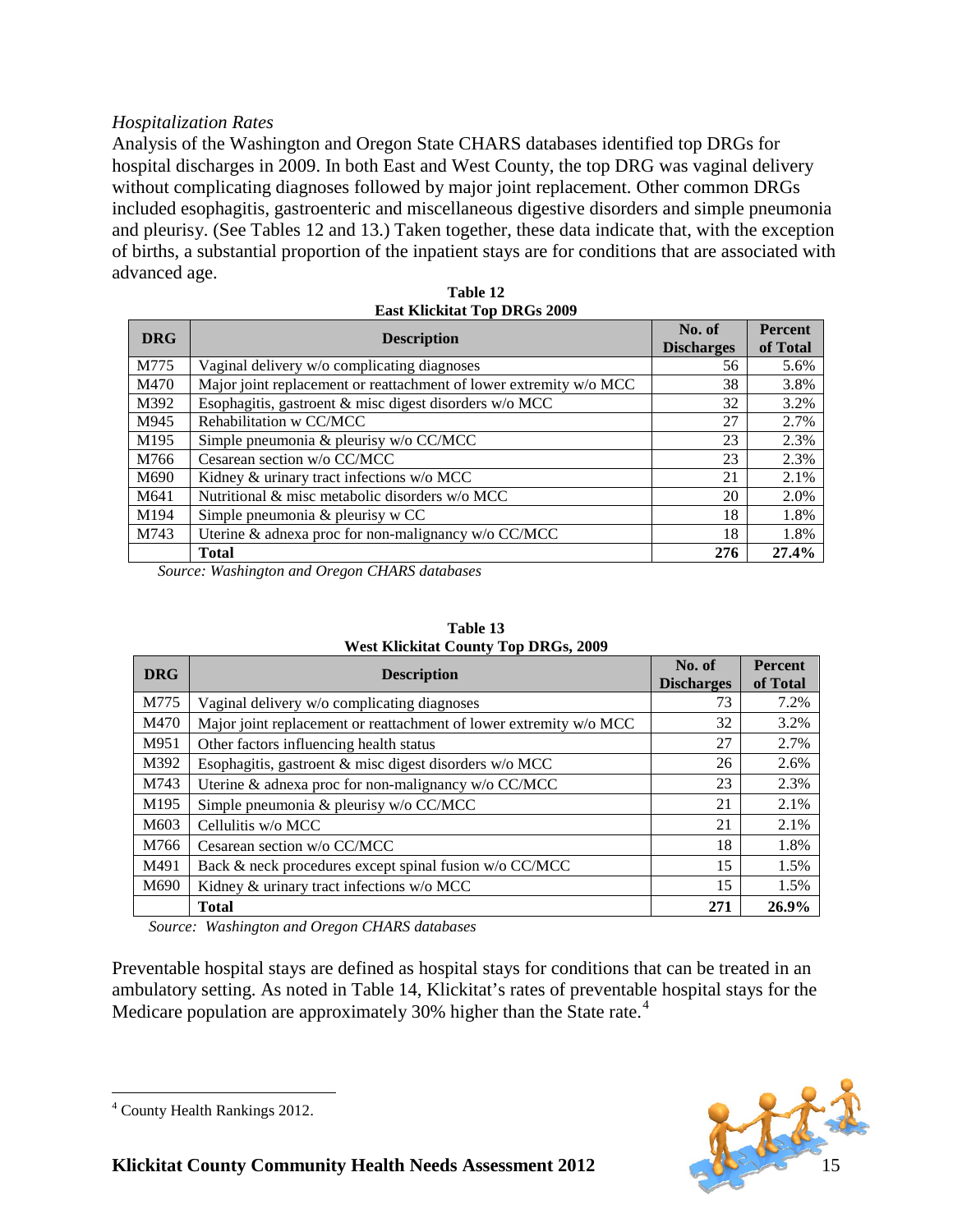*Hospitalization Rates*

Analysis of the Washington and Oregon State CHARS databases identified top DRGs for hospital discharges in 2009. In both East and West County, the top DRG was vaginal delivery without complicating diagnoses followed by major joint replacement. Other common DRGs included esophagitis, gastroenteric and miscellaneous digestive disorders and simple pneumonia and pleurisy. (See Tables 12 and 13.) Taken together, these data indicate that, with the exception of births, a substantial proportion of the inpatient stays are for conditions that are associated with advanced age.

**Table 12**
**East Klickitat Top DRGs 2009**

| DRG | Description | No. of Discharges | Percent of Total |
|---|---|---|---|
| M775 | Vaginal delivery w/o complicating diagnoses | 56 | 5.6% |
| M470 | Major joint replacement or reattachment of lower extremity w/o MCC | 38 | 3.8% |
| M392 | Esophagitis, gastroent & misc digest disorders w/o MCC | 32 | 3.2% |
| M945 | Rehabilitation w CC/MCC | 27 | 2.7% |
| M195 | Simple pneumonia & pleurisy w/o CC/MCC | 23 | 2.3% |
| M766 | Cesarean section w/o CC/MCC | 23 | 2.3% |
| M690 | Kidney & urinary tract infections w/o MCC | 21 | 2.1% |
| M641 | Nutritional & misc metabolic disorders w/o MCC | 20 | 2.0% |
| M194 | Simple pneumonia & pleurisy w CC | 18 | 1.8% |
| M743 | Uterine & adnexa proc for non-malignancy w/o CC/MCC | 18 | 1.8% |
| | **Total** | **276** | **27.4%** |

*Source: Washington and Oregon CHARS databases*

**Table 13**
**West Klickitat County Top DRGs, 2009**

| DRG | Description | No. of Discharges | Percent of Total |
|---|---|---|---|
| M775 | Vaginal delivery w/o complicating diagnoses | 73 | 7.2% |
| M470 | Major joint replacement or reattachment of lower extremity w/o MCC | 32 | 3.2% |
| M951 | Other factors influencing health status | 27 | 2.7% |
| M392 | Esophagitis, gastroent & misc digest disorders w/o MCC | 26 | 2.6% |
| M743 | Uterine & adnexa proc for non-malignancy w/o CC/MCC | 23 | 2.3% |
| M195 | Simple pneumonia & pleurisy w/o CC/MCC | 21 | 2.1% |
| M603 | Cellulitis w/o MCC | 21 | 2.1% |
| M766 | Cesarean section w/o CC/MCC | 18 | 1.8% |
| M491 | Back & neck procedures except spinal fusion w/o CC/MCC | 15 | 1.5% |
| M690 | Kidney & urinary tract infections w/o MCC | 15 | 1.5% |
| | **Total** | **271** | **26.9%** |

*Source: Washington and Oregon CHARS databases*

Preventable hospital stays are defined as hospital stays for conditions that can be treated in an ambulatory setting. As noted in Table 14, Klickitat's rates of preventable hospital stays for the Medicare population are approximately 30% higher than the State rate.[4]

[4] County Health Rankings 2012.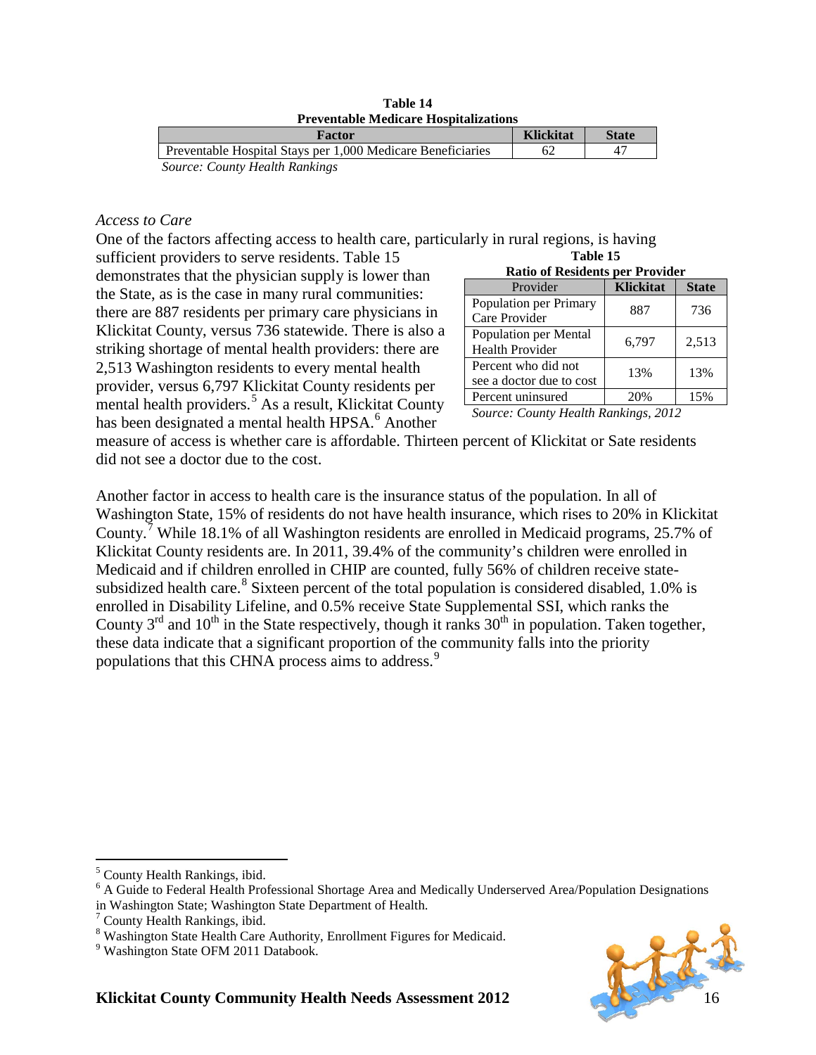**Table 14**
**Preventable Medicare Hospitalizations**

| Factor | Klickitat | State |
|---|---|---|
| Preventable Hospital Stays per 1,000 Medicare Beneficiaries | 62 | 47 |

*Source: County Health Rankings*

*Access to Care*

One of the factors affecting access to health care, particularly in rural regions, is having sufficient providers to serve residents. Table 15 demonstrates that the physician supply is lower than the State, as is the case in many rural communities: there are 887 residents per primary care physicians in Klickitat County, versus 736 statewide. There is also a striking shortage of mental health providers: there are 2,513 Washington residents to every mental health provider, versus 6,797 Klickitat County residents per mental health providers.[5] As a result, Klickitat County has been designated a mental health HPSA.[6] Another measure of access is whether care is affordable. Thirteen percent of Klickitat or Sate residents did not see a doctor due to the cost.

**Table 15**
**Ratio of Residents per Provider**

| Provider | Klickitat | State |
|---|---|---|
| Population per Primary Care Provider | 887 | 736 |
| Population per Mental Health Provider | 6,797 | 2,513 |
| Percent who did not see a doctor due to cost | 13% | 13% |
| Percent uninsured | 20% | 15% |

*Source: County Health Rankings, 2012*

Another factor in access to health care is the insurance status of the population. In all of Washington State, 15% of residents do not have health insurance, which rises to 20% in Klickitat County.[7] While 18.1% of all Washington residents are enrolled in Medicaid programs, 25.7% of Klickitat County residents are. In 2011, 39.4% of the community's children were enrolled in Medicaid and if children enrolled in CHIP are counted, fully 56% of children receive state-subsidized health care.[8] Sixteen percent of the total population is considered disabled, 1.0% is enrolled in Disability Lifeline, and 0.5% receive State Supplemental SSI, which ranks the County 3rd and 10th in the State respectively, though it ranks 30th in population. Taken together, these data indicate that a significant proportion of the community falls into the priority populations that this CHNA process aims to address.[9]

---

[5] County Health Rankings, ibid.

[6] A Guide to Federal Health Professional Shortage Area and Medically Underserved Area/Population Designations in Washington State; Washington State Department of Health.

[7] County Health Rankings, ibid.

[8] Washington State Health Care Authority, Enrollment Figures for Medicaid.

[9] Washington State OFM 2011 Databook.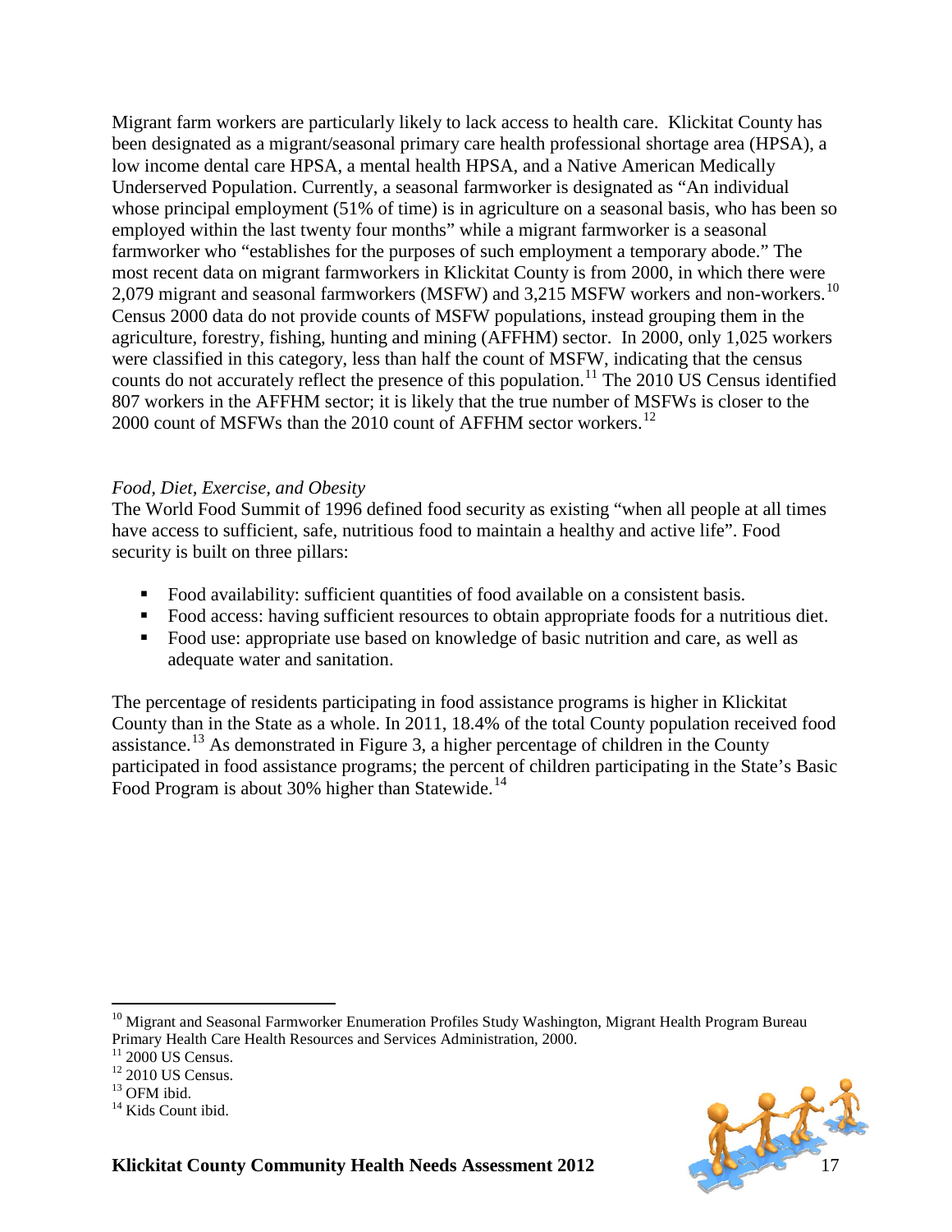Migrant farm workers are particularly likely to lack access to health care. Klickitat County has been designated as a migrant/seasonal primary care health professional shortage area (HPSA), a low income dental care HPSA, a mental health HPSA, and a Native American Medically Underserved Population. Currently, a seasonal farmworker is designated as "An individual whose principal employment (51% of time) is in agriculture on a seasonal basis, who has been so employed within the last twenty four months" while a migrant farmworker is a seasonal farmworker who "establishes for the purposes of such employment a temporary abode." The most recent data on migrant farmworkers in Klickitat County is from 2000, in which there were 2,079 migrant and seasonal farmworkers (MSFW) and 3,215 MSFW workers and non-workers.[10] Census 2000 data do not provide counts of MSFW populations, instead grouping them in the agriculture, forestry, fishing, hunting and mining (AFFHM) sector. In 2000, only 1,025 workers were classified in this category, less than half the count of MSFW, indicating that the census counts do not accurately reflect the presence of this population.[11] The 2010 US Census identified 807 workers in the AFFHM sector; it is likely that the true number of MSFWs is closer to the 2000 count of MSFWs than the 2010 count of AFFHM sector workers.[12]

*Food, Diet, Exercise, and Obesity*

The World Food Summit of 1996 defined food security as existing "when all people at all times have access to sufficient, safe, nutritious food to maintain a healthy and active life". Food security is built on three pillars:

- Food availability: sufficient quantities of food available on a consistent basis.
- Food access: having sufficient resources to obtain appropriate foods for a nutritious diet.
- Food use: appropriate use based on knowledge of basic nutrition and care, as well as adequate water and sanitation.

The percentage of residents participating in food assistance programs is higher in Klickitat County than in the State as a whole. In 2011, 18.4% of the total County population received food assistance.[13] As demonstrated in Figure 3, a higher percentage of children in the County participated in food assistance programs; the percent of children participating in the State's Basic Food Program is about 30% higher than Statewide.[14]

---

[10] Migrant and Seasonal Farmworker Enumeration Profiles Study Washington, Migrant Health Program Bureau Primary Health Care Health Resources and Services Administration, 2000.

[11] 2000 US Census.

[12] 2010 US Census.

[13] OFM ibid.

[14] Kids Count ibid.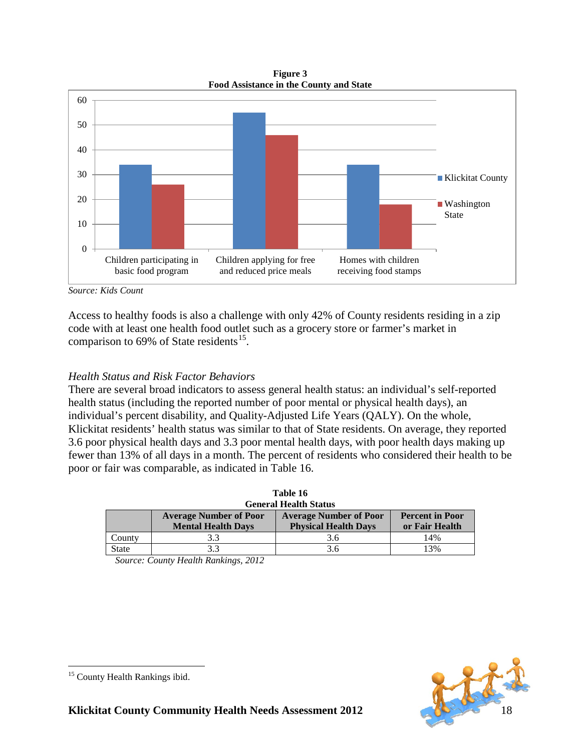**Figure 3**
**Food Assistance in the County and State**

*Source: Kids Count*

Access to healthy foods is also a challenge with only 42% of County residents residing in a zip code with at least one health food outlet such as a grocery store or farmer's market in comparison to 69% of State residents[15].

*Health Status and Risk Factor Behaviors*

There are several broad indicators to assess general health status: an individual's self-reported health status (including the reported number of poor mental or physical health days), an individual's percent disability, and Quality-Adjusted Life Years (QALY). On the whole, Klickitat residents' health status was similar to that of State residents. On average, they reported 3.6 poor physical health days and 3.3 poor mental health days, with poor health days making up fewer than 13% of all days in a month. The percent of residents who considered their health to be poor or fair was comparable, as indicated in Table 16.

**Table 16**
**General Health Status**

| | Average Number of Poor Mental Health Days | Average Number of Poor Physical Health Days | Percent in Poor or Fair Health |
|---|---|---|---|
| County | 3.3 | 3.6 | 14% |
| State | 3.3 | 3.6 | 13% |

*Source: County Health Rankings, 2012*

[15] County Health Rankings ibid.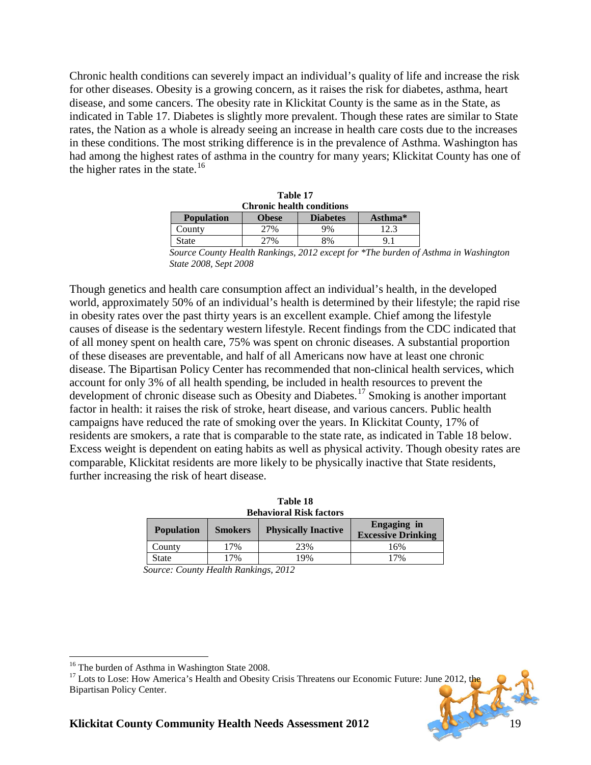Chronic health conditions can severely impact an individual's quality of life and increase the risk for other diseases. Obesity is a growing concern, as it raises the risk for diabetes, asthma, heart disease, and some cancers. The obesity rate in Klickitat County is the same as in the State, as indicated in Table 17. Diabetes is slightly more prevalent. Though these rates are similar to State rates, the Nation as a whole is already seeing an increase in health care costs due to the increases in these conditions. The most striking difference is in the prevalence of Asthma. Washington has had among the highest rates of asthma in the country for many years; Klickitat County has one of the higher rates in the state.[16]

**Table 17**
**Chronic health conditions**

| Population | Obese | Diabetes | Asthma* |
|---|---|---|---|
| County | 27% | 9% | 12.3 |
| State | 27% | 8% | 9.1 |

*Source County Health Rankings, 2012 except for *The burden of Asthma in Washington State 2008, Sept 2008*

Though genetics and health care consumption affect an individual's health, in the developed world, approximately 50% of an individual's health is determined by their lifestyle; the rapid rise in obesity rates over the past thirty years is an excellent example. Chief among the lifestyle causes of disease is the sedentary western lifestyle. Recent findings from the CDC indicated that of all money spent on health care, 75% was spent on chronic diseases. A substantial proportion of these diseases are preventable, and half of all Americans now have at least one chronic disease. The Bipartisan Policy Center has recommended that non-clinical health services, which account for only 3% of all health spending, be included in health resources to prevent the development of chronic disease such as Obesity and Diabetes.[17] Smoking is another important factor in health: it raises the risk of stroke, heart disease, and various cancers. Public health campaigns have reduced the rate of smoking over the years. In Klickitat County, 17% of residents are smokers, a rate that is comparable to the state rate, as indicated in Table 18 below. Excess weight is dependent on eating habits as well as physical activity. Though obesity rates are comparable, Klickitat residents are more likely to be physically inactive that State residents, further increasing the risk of heart disease.

**Table 18**
**Behavioral Risk factors**

| Population | Smokers | Physically Inactive | Engaging in Excessive Drinking |
|---|---|---|---|
| County | 17% | 23% | 16% |
| State | 17% | 19% | 17% |

*Source: County Health Rankings, 2012*

[16] The burden of Asthma in Washington State 2008.

[17] Lots to Lose: How America's Health and Obesity Crisis Threatens our Economic Future: June 2012, the Bipartisan Policy Center.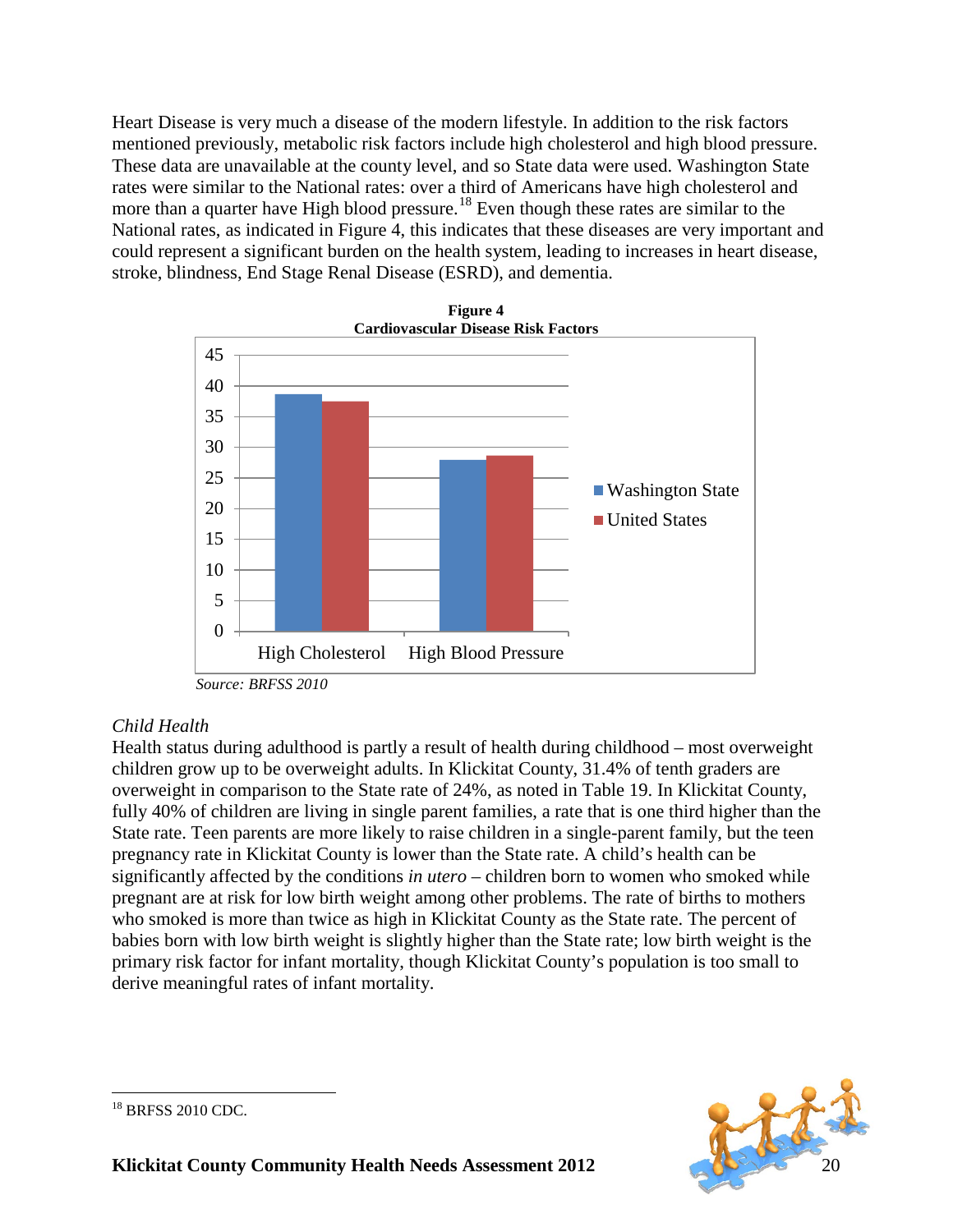Heart Disease is very much a disease of the modern lifestyle. In addition to the risk factors mentioned previously, metabolic risk factors include high cholesterol and high blood pressure. These data are unavailable at the county level, and so State data were used. Washington State rates were similar to the National rates: over a third of Americans have high cholesterol and more than a quarter have High blood pressure.[18] Even though these rates are similar to the National rates, as indicated in Figure 4, this indicates that these diseases are very important and could represent a significant burden on the health system, leading to increases in heart disease, stroke, blindness, End Stage Renal Disease (ESRD), and dementia.

**Figure 4**
**Cardiovascular Disease Risk Factors**

*Source: BRFSS 2010*

*Child Health*

Health status during adulthood is partly a result of health during childhood – most overweight children grow up to be overweight adults. In Klickitat County, 31.4% of tenth graders are overweight in comparison to the State rate of 24%, as noted in Table 19. In Klickitat County, fully 40% of children are living in single parent families, a rate that is one third higher than the State rate. Teen parents are more likely to raise children in a single-parent family, but the teen pregnancy rate in Klickitat County is lower than the State rate. A child's health can be significantly affected by the conditions *in utero* – children born to women who smoked while pregnant are at risk for low birth weight among other problems. The rate of births to mothers who smoked is more than twice as high in Klickitat County as the State rate. The percent of babies born with low birth weight is slightly higher than the State rate; low birth weight is the primary risk factor for infant mortality, though Klickitat County's population is too small to derive meaningful rates of infant mortality.

[18] BRFSS 2010 CDC.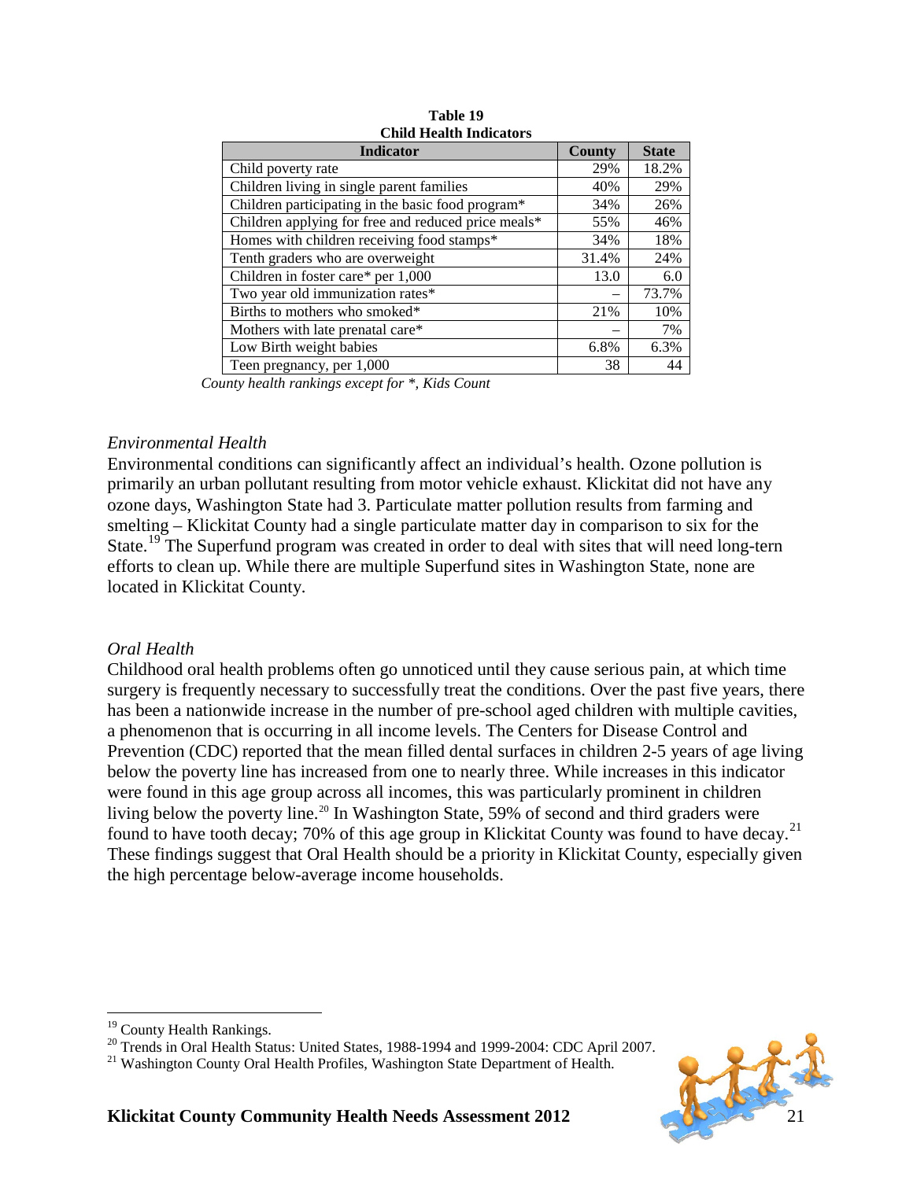**Table 19**
**Child Health Indicators**

| Indicator | County | State |
|---|---|---|
| Child poverty rate | 29% | 18.2% |
| Children living in single parent families | 40% | 29% |
| Children participating in the basic food program* | 34% | 26% |
| Children applying for free and reduced price meals* | 55% | 46% |
| Homes with children receiving food stamps* | 34% | 18% |
| Tenth graders who are overweight | 31.4% | 24% |
| Children in foster care* per 1,000 | 13.0 | 6.0 |
| Two year old immunization rates* | – | 73.7% |
| Births to mothers who smoked* | 21% | 10% |
| Mothers with late prenatal care* | – | 7% |
| Low Birth weight babies | 6.8% | 6.3% |
| Teen pregnancy, per 1,000 | 38 | 44 |

*County health rankings except for *, Kids Count*

### *Environmental Health*

Environmental conditions can significantly affect an individual's health. Ozone pollution is primarily an urban pollutant resulting from motor vehicle exhaust. Klickitat did not have any ozone days, Washington State had 3. Particulate matter pollution results from farming and smelting – Klickitat County had a single particulate matter day in comparison to six for the State.[19] The Superfund program was created in order to deal with sites that will need long-tern efforts to clean up. While there are multiple Superfund sites in Washington State, none are located in Klickitat County.

### *Oral Health*

Childhood oral health problems often go unnoticed until they cause serious pain, at which time surgery is frequently necessary to successfully treat the conditions. Over the past five years, there has been a nationwide increase in the number of pre-school aged children with multiple cavities, a phenomenon that is occurring in all income levels. The Centers for Disease Control and Prevention (CDC) reported that the mean filled dental surfaces in children 2-5 years of age living below the poverty line has increased from one to nearly three. While increases in this indicator were found in this age group across all incomes, this was particularly prominent in children living below the poverty line.[20] In Washington State, 59% of second and third graders were found to have tooth decay; 70% of this age group in Klickitat County was found to have decay.[21] These findings suggest that Oral Health should be a priority in Klickitat County, especially given the high percentage below-average income households.

---

[19] County Health Rankings.

[20] Trends in Oral Health Status: United States, 1988-1994 and 1999-2004: CDC April 2007.

[21] Washington County Oral Health Profiles, Washington State Department of Health.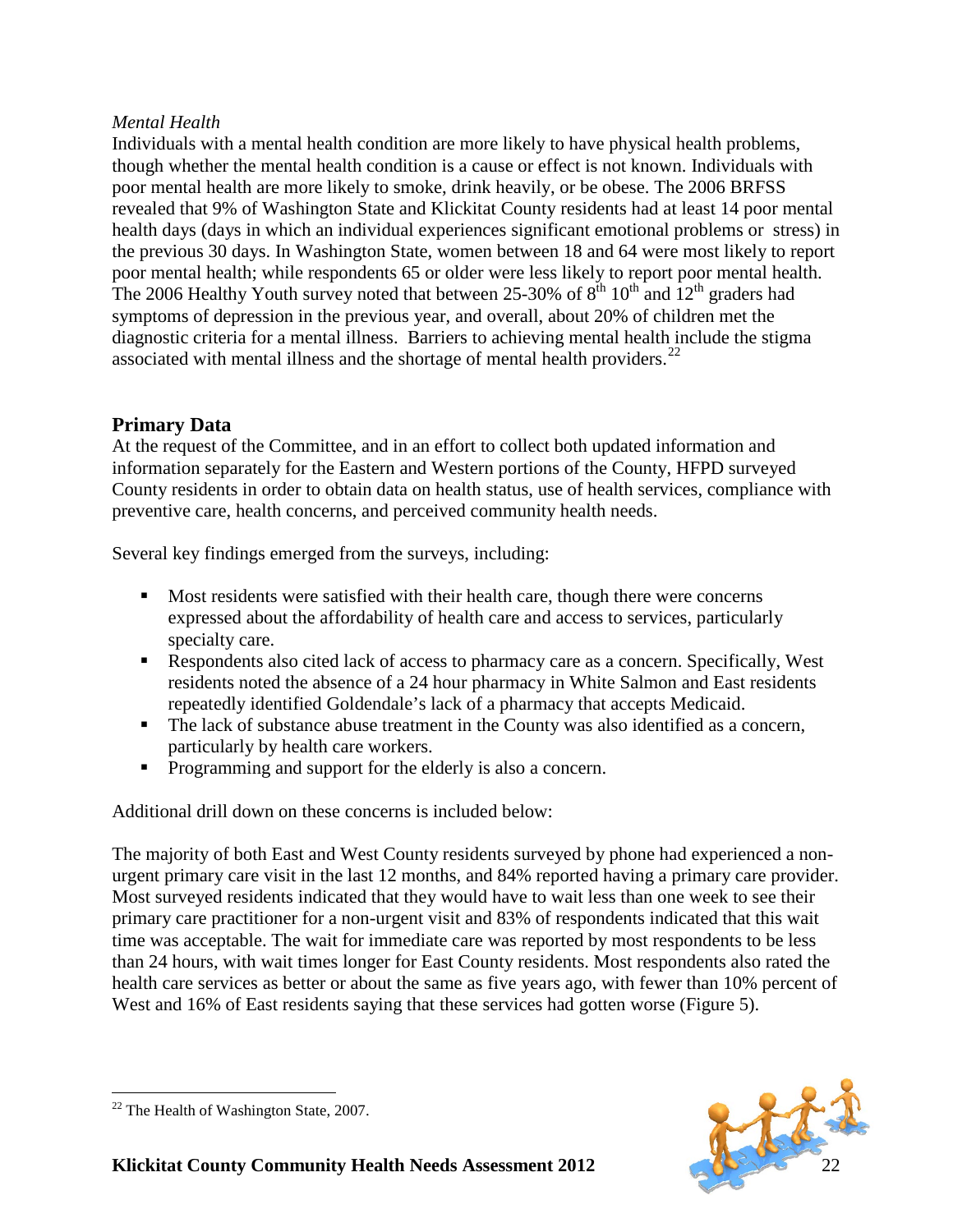*Mental Health*

Individuals with a mental health condition are more likely to have physical health problems, though whether the mental health condition is a cause or effect is not known. Individuals with poor mental health are more likely to smoke, drink heavily, or be obese. The 2006 BRFSS revealed that 9% of Washington State and Klickitat County residents had at least 14 poor mental health days (days in which an individual experiences significant emotional problems or stress) in the previous 30 days. In Washington State, women between 18 and 64 were most likely to report poor mental health; while respondents 65 or older were less likely to report poor mental health. The 2006 Healthy Youth survey noted that between 25-30% of 8th 10th and 12th graders had symptoms of depression in the previous year, and overall, about 20% of children met the diagnostic criteria for a mental illness. Barriers to achieving mental health include the stigma associated with mental illness and the shortage of mental health providers.[22]

## Primary Data

At the request of the Committee, and in an effort to collect both updated information and information separately for the Eastern and Western portions of the County, HFPD surveyed County residents in order to obtain data on health status, use of health services, compliance with preventive care, health concerns, and perceived community health needs.

Several key findings emerged from the surveys, including:

- Most residents were satisfied with their health care, though there were concerns expressed about the affordability of health care and access to services, particularly specialty care.
- Respondents also cited lack of access to pharmacy care as a concern. Specifically, West residents noted the absence of a 24 hour pharmacy in White Salmon and East residents repeatedly identified Goldendale's lack of a pharmacy that accepts Medicaid.
- The lack of substance abuse treatment in the County was also identified as a concern, particularly by health care workers.
- Programming and support for the elderly is also a concern.

Additional drill down on these concerns is included below:

The majority of both East and West County residents surveyed by phone had experienced a non-urgent primary care visit in the last 12 months, and 84% reported having a primary care provider. Most surveyed residents indicated that they would have to wait less than one week to see their primary care practitioner for a non-urgent visit and 83% of respondents indicated that this wait time was acceptable. The wait for immediate care was reported by most respondents to be less than 24 hours, with wait times longer for East County residents. Most respondents also rated the health care services as better or about the same as five years ago, with fewer than 10% percent of West and 16% of East residents saying that these services had gotten worse (Figure 5).

[22] The Health of Washington State, 2007.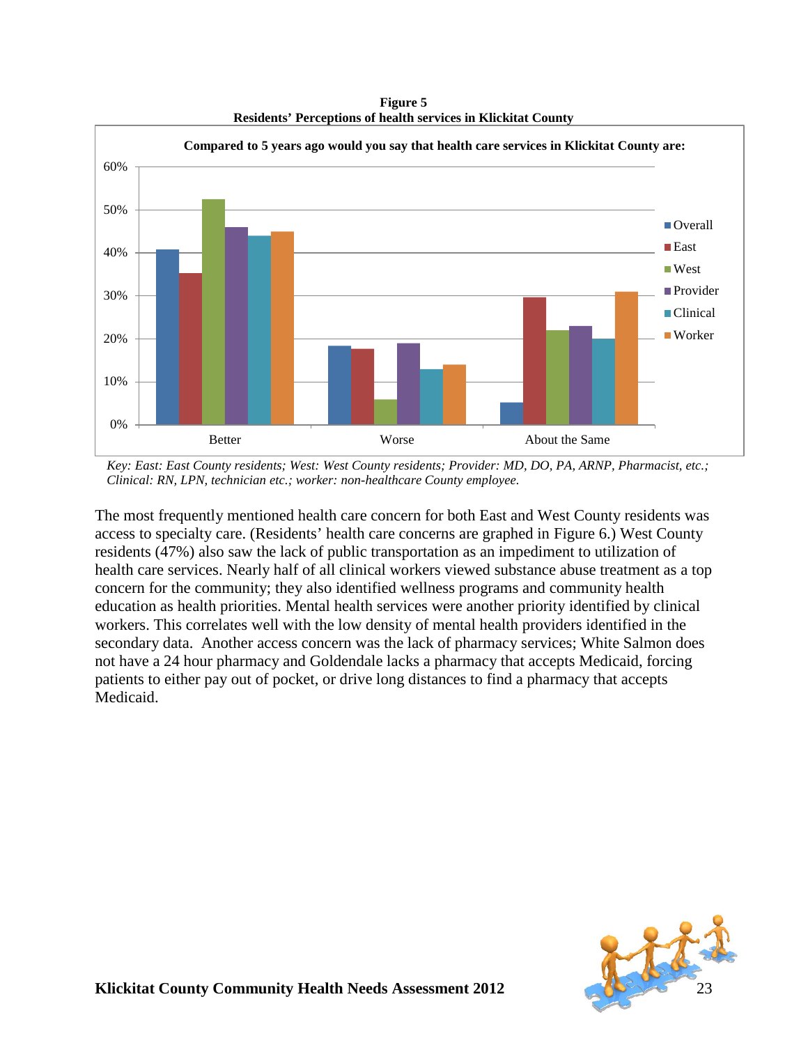**Figure 5**
**Residents' Perceptions of health services in Klickitat County**

**Compared to 5 years ago would you say that health care services in Klickitat County are:**

| | Overall | East | West | Provider | Clinical | Worker |
|---|---|---|---|---|---|---|
| Better | 41% | 35% | 52% | 46% | 44% | 45% |
| Worse | 18% | 18% | 6% | 19% | 13% | 14% |
| About the Same | 5% | 30% | 22% | 23% | 20% | 31% |

*Key: East: East County residents; West: West County residents; Provider: MD, DO, PA, ARNP, Pharmacist, etc.; Clinical: RN, LPN, technician etc.; worker: non-healthcare County employee.*

The most frequently mentioned health care concern for both East and West County residents was access to specialty care. (Residents' health care concerns are graphed in Figure 6.) West County residents (47%) also saw the lack of public transportation as an impediment to utilization of health care services. Nearly half of all clinical workers viewed substance abuse treatment as a top concern for the community; they also identified wellness programs and community health education as health priorities. Mental health services were another priority identified by clinical workers. This correlates well with the low density of mental health providers identified in the secondary data. Another access concern was the lack of pharmacy services; White Salmon does not have a 24 hour pharmacy and Goldendale lacks a pharmacy that accepts Medicaid, forcing patients to either pay out of pocket, or drive long distances to find a pharmacy that accepts Medicaid.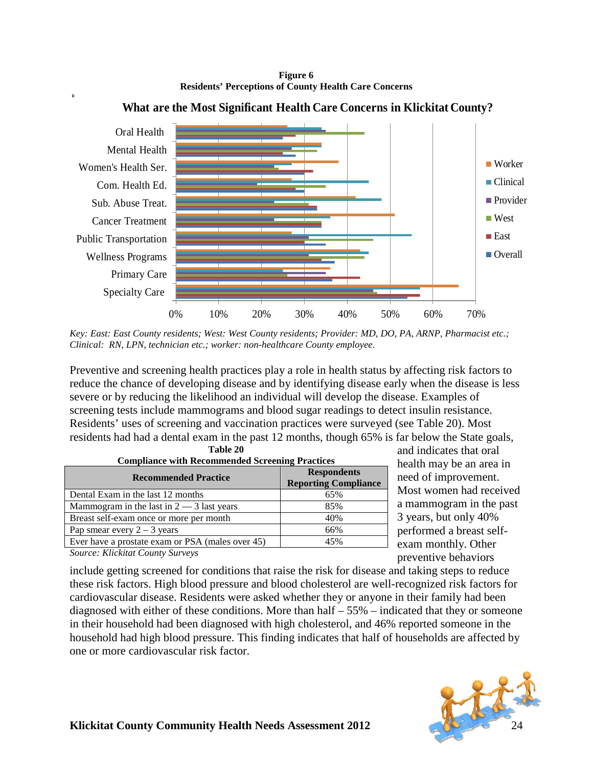**Figure 6**
**Residents' Perceptions of County Health Care Concerns**

**What are the Most Significant Health Care Concerns in Klickitat County?**

*Key: East: East County residents; West: West County residents; Provider: MD, DO, PA, ARNP, Pharmacist etc.; Clinical: RN, LPN, technician etc.; worker: non-healthcare County employee.*

Preventive and screening health practices play a role in health status by affecting risk factors to reduce the chance of developing disease and by identifying disease early when the disease is less severe or by reducing the likelihood an individual will develop the disease. Examples of screening tests include mammograms and blood sugar readings to detect insulin resistance. Residents' uses of screening and vaccination practices were surveyed (see Table 20). Most residents had had a dental exam in the past 12 months, though 65% is far below the State goals, and indicates that oral health may be an area in need of improvement. Most women had received a mammogram in the past 3 years, but only 40% performed a breast self-exam monthly. Other preventive behaviors include getting screened for conditions that raise the risk for disease and taking steps to reduce these risk factors. High blood pressure and blood cholesterol are well-recognized risk factors for cardiovascular disease. Residents were asked whether they or anyone in their family had been diagnosed with either of these conditions. More than half – 55% – indicated that they or someone in their household had been diagnosed with high cholesterol, and 46% reported someone in the household had high blood pressure. This finding indicates that half of households are affected by one or more cardiovascular risk factor.

**Table 20**
**Compliance with Recommended Screening Practices**

| Recommended Practice | Respondents Reporting Compliance |
|---|---|
| Dental Exam in the last 12 months | 65% |
| Mammogram in the last in 2 — 3 last years | 85% |
| Breast self-exam once or more per month | 40% |
| Pap smear every 2 – 3 years | 66% |
| Ever have a prostate exam or PSA (males over 45) | 45% |

*Source: Klickitat County Surveys*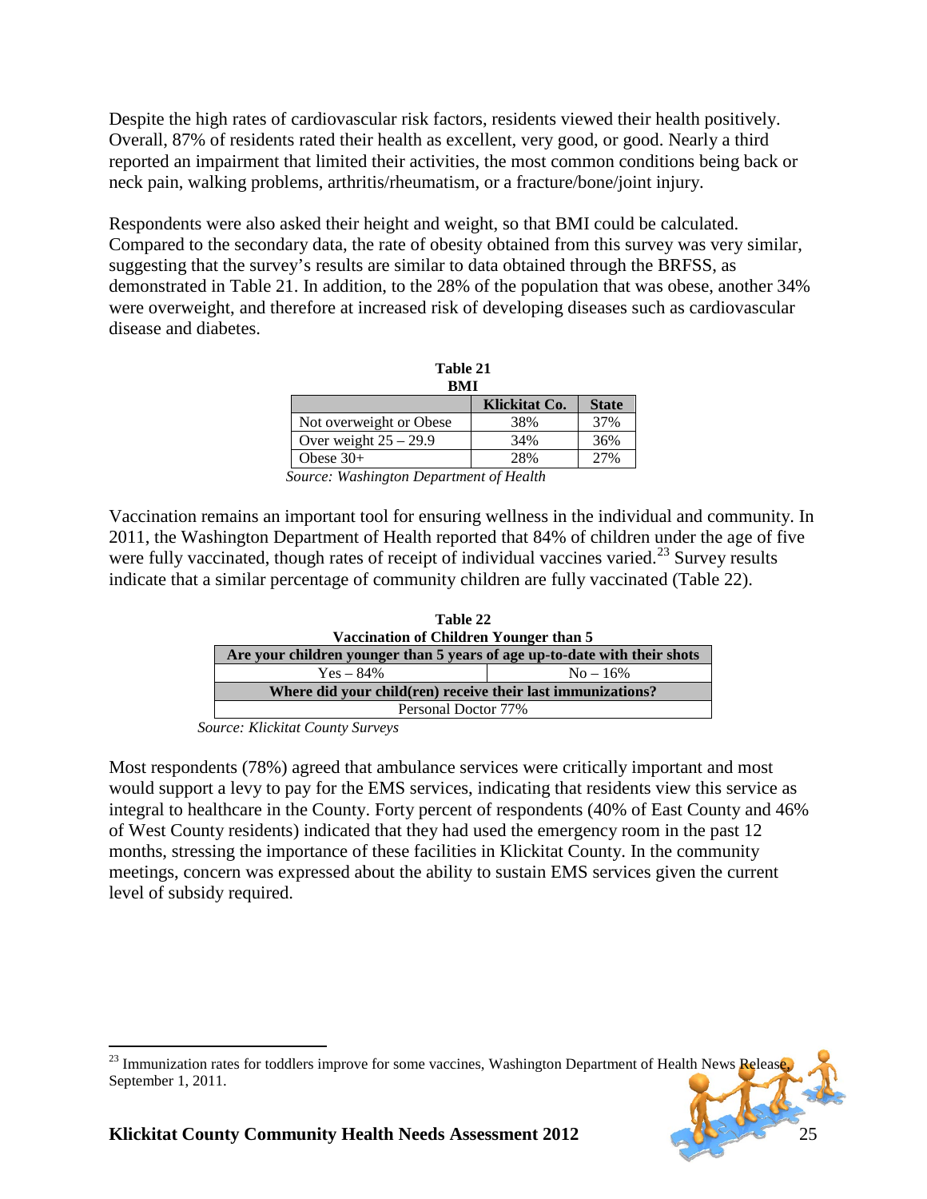Despite the high rates of cardiovascular risk factors, residents viewed their health positively. Overall, 87% of residents rated their health as excellent, very good, or good. Nearly a third reported an impairment that limited their activities, the most common conditions being back or neck pain, walking problems, arthritis/rheumatism, or a fracture/bone/joint injury.

Respondents were also asked their height and weight, so that BMI could be calculated. Compared to the secondary data, the rate of obesity obtained from this survey was very similar, suggesting that the survey's results are similar to data obtained through the BRFSS, as demonstrated in Table 21. In addition, to the 28% of the population that was obese, another 34% were overweight, and therefore at increased risk of developing diseases such as cardiovascular disease and diabetes.

**Table 21**
**BMI**

| | Klickitat Co. | State |
|---|---|---|
| Not overweight or Obese | 38% | 37% |
| Over weight 25 – 29.9 | 34% | 36% |
| Obese 30+ | 28% | 27% |

*Source: Washington Department of Health*

Vaccination remains an important tool for ensuring wellness in the individual and community. In 2011, the Washington Department of Health reported that 84% of children under the age of five were fully vaccinated, though rates of receipt of individual vaccines varied.[23] Survey results indicate that a similar percentage of community children are fully vaccinated (Table 22).

**Table 22**
**Vaccination of Children Younger than 5**

| Are your children younger than 5 years of age up-to-date with their shots | |
|---|---|
| Yes – 84% | No – 16% |
| **Where did your child(ren) receive their last immunizations?** | |
| Personal Doctor 77% | |

*Source: Klickitat County Surveys*

Most respondents (78%) agreed that ambulance services were critically important and most would support a levy to pay for the EMS services, indicating that residents view this service as integral to healthcare in the County. Forty percent of respondents (40% of East County and 46% of West County residents) indicated that they had used the emergency room in the past 12 months, stressing the importance of these facilities in Klickitat County. In the community meetings, concern was expressed about the ability to sustain EMS services given the current level of subsidy required.

[23] Immunization rates for toddlers improve for some vaccines, Washington Department of Health News Release, September 1, 2011.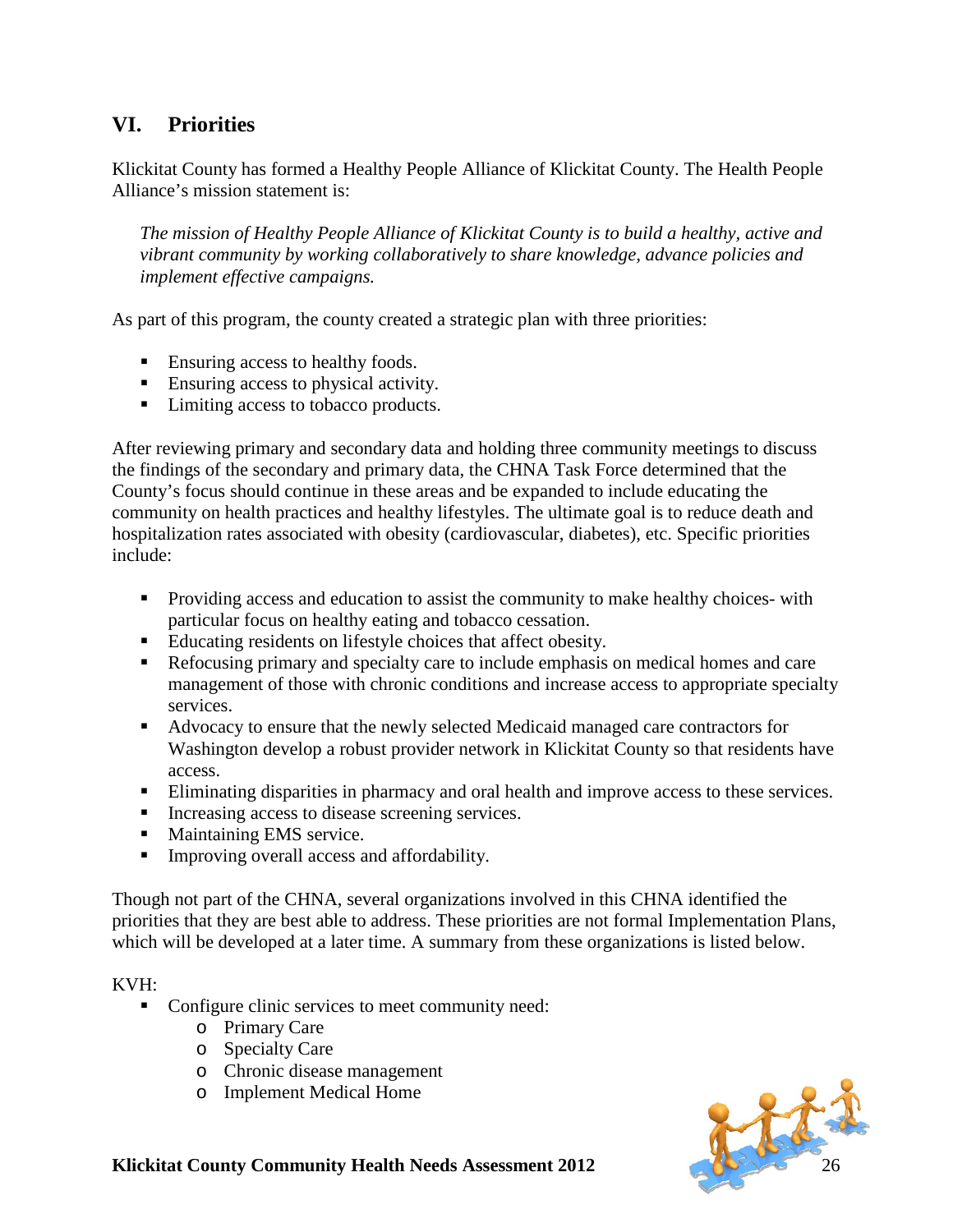## VI. Priorities

Klickitat County has formed a Healthy People Alliance of Klickitat County. The Health People Alliance's mission statement is:

*The mission of Healthy People Alliance of Klickitat County is to build a healthy, active and vibrant community by working collaboratively to share knowledge, advance policies and implement effective campaigns.*

As part of this program, the county created a strategic plan with three priorities:

- Ensuring access to healthy foods.
- Ensuring access to physical activity.
- Limiting access to tobacco products.

After reviewing primary and secondary data and holding three community meetings to discuss the findings of the secondary and primary data, the CHNA Task Force determined that the County's focus should continue in these areas and be expanded to include educating the community on health practices and healthy lifestyles. The ultimate goal is to reduce death and hospitalization rates associated with obesity (cardiovascular, diabetes), etc. Specific priorities include:

- Providing access and education to assist the community to make healthy choices- with particular focus on healthy eating and tobacco cessation.
- Educating residents on lifestyle choices that affect obesity.
- Refocusing primary and specialty care to include emphasis on medical homes and care management of those with chronic conditions and increase access to appropriate specialty services.
- Advocacy to ensure that the newly selected Medicaid managed care contractors for Washington develop a robust provider network in Klickitat County so that residents have access.
- Eliminating disparities in pharmacy and oral health and improve access to these services.
- Increasing access to disease screening services.
- Maintaining EMS service.
- Improving overall access and affordability.

Though not part of the CHNA, several organizations involved in this CHNA identified the priorities that they are best able to address. These priorities are not formal Implementation Plans, which will be developed at a later time. A summary from these organizations is listed below.

KVH:

- Configure clinic services to meet community need:
  - Primary Care
  - Specialty Care
  - Chronic disease management
  - Implement Medical Home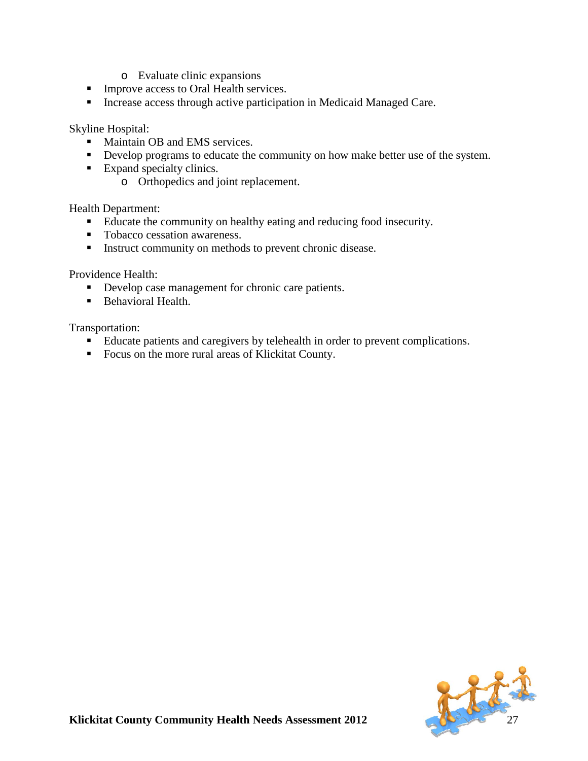- Evaluate clinic expansions
- Improve access to Oral Health services.
- Increase access through active participation in Medicaid Managed Care.

Skyline Hospital:

- Maintain OB and EMS services.
- Develop programs to educate the community on how make better use of the system.
- Expand specialty clinics.
  - Orthopedics and joint replacement.

Health Department:

- Educate the community on healthy eating and reducing food insecurity.
- Tobacco cessation awareness.
- Instruct community on methods to prevent chronic disease.

Providence Health:

- Develop case management for chronic care patients.
- Behavioral Health.

Transportation:

- Educate patients and caregivers by telehealth in order to prevent complications.
- Focus on the more rural areas of Klickitat County.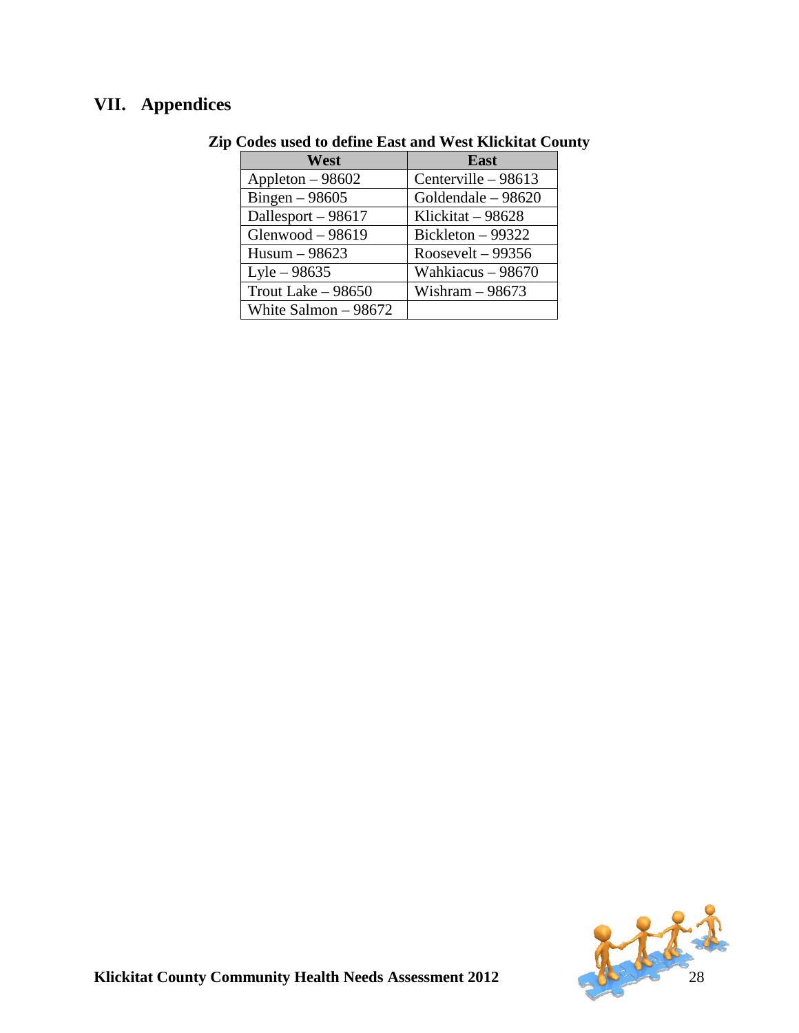# VII. Appendices

**Zip Codes used to define East and West Klickitat County**

| West | East |
|---|---|
| Appleton – 98602 | Centerville – 98613 |
| Bingen – 98605 | Goldendale – 98620 |
| Dallesport – 98617 | Klickitat – 98628 |
| Glenwood – 98619 | Bickleton – 99322 |
| Husum – 98623 | Roosevelt – 99356 |
| Lyle – 98635 | Wahkiacus – 98670 |
| Trout Lake – 98650 | Wishram – 98673 |
| White Salmon – 98672 | |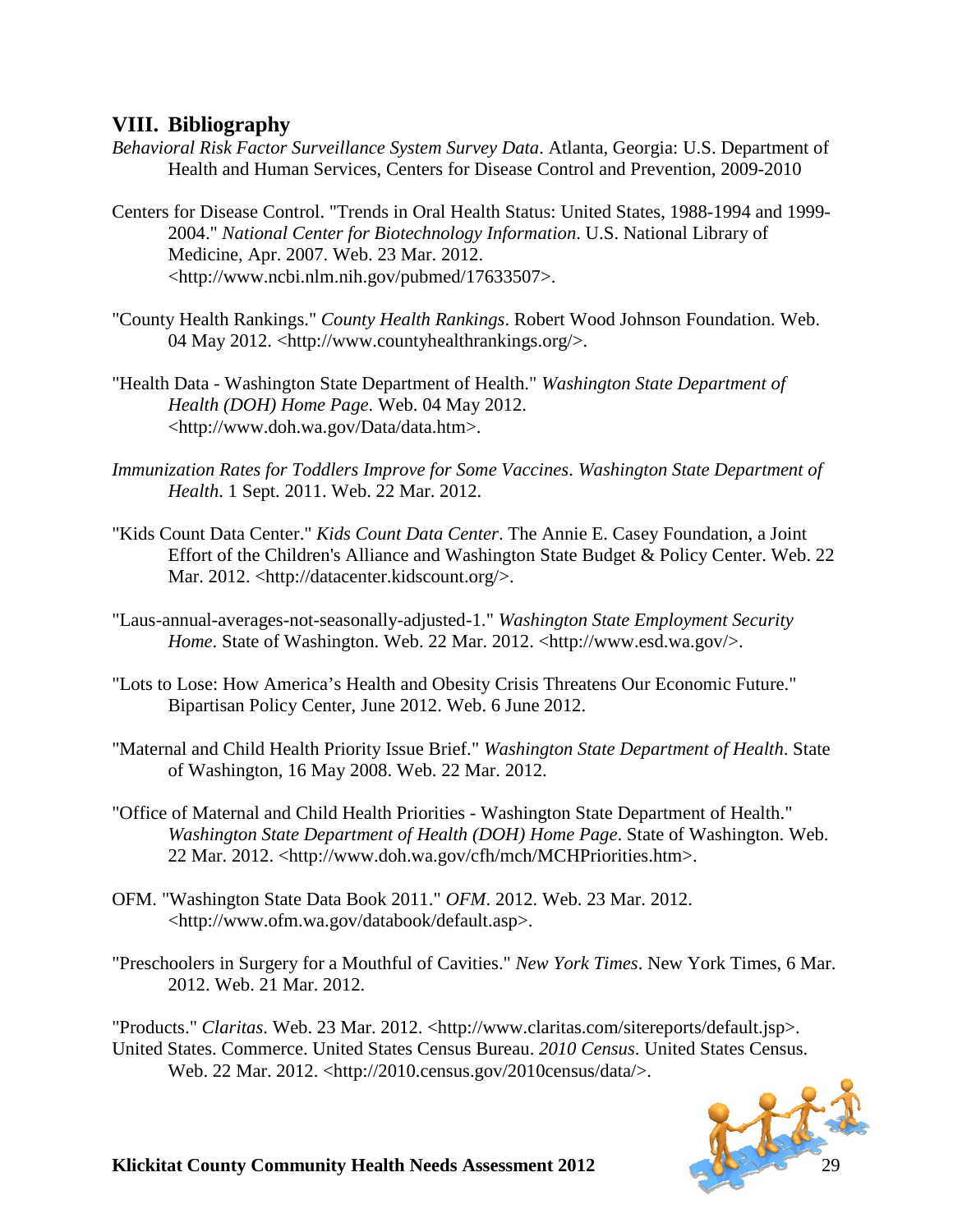## VIII. Bibliography

*Behavioral Risk Factor Surveillance System Survey Data*. Atlanta, Georgia: U.S. Department of Health and Human Services, Centers for Disease Control and Prevention, 2009-2010

Centers for Disease Control. "Trends in Oral Health Status: United States, 1988-1994 and 1999-2004." *National Center for Biotechnology Information*. U.S. National Library of Medicine, Apr. 2007. Web. 23 Mar. 2012. <http://www.ncbi.nlm.nih.gov/pubmed/17633507>.

"County Health Rankings." *County Health Rankings*. Robert Wood Johnson Foundation. Web. 04 May 2012. <http://www.countyhealthrankings.org/>.

"Health Data - Washington State Department of Health." *Washington State Department of Health (DOH) Home Page*. Web. 04 May 2012. <http://www.doh.wa.gov/Data/data.htm>.

*Immunization Rates for Toddlers Improve for Some Vaccines*. *Washington State Department of Health*. 1 Sept. 2011. Web. 22 Mar. 2012.

"Kids Count Data Center." *Kids Count Data Center*. The Annie E. Casey Foundation, a Joint Effort of the Children's Alliance and Washington State Budget & Policy Center. Web. 22 Mar. 2012. <http://datacenter.kidscount.org/>.

"Laus-annual-averages-not-seasonally-adjusted-1." *Washington State Employment Security Home*. State of Washington. Web. 22 Mar. 2012. <http://www.esd.wa.gov/>.

"Lots to Lose: How America's Health and Obesity Crisis Threatens Our Economic Future." Bipartisan Policy Center, June 2012. Web. 6 June 2012.

"Maternal and Child Health Priority Issue Brief." *Washington State Department of Health*. State of Washington, 16 May 2008. Web. 22 Mar. 2012.

"Office of Maternal and Child Health Priorities - Washington State Department of Health." *Washington State Department of Health (DOH) Home Page*. State of Washington. Web. 22 Mar. 2012. <http://www.doh.wa.gov/cfh/mch/MCHPriorities.htm>.

OFM. "Washington State Data Book 2011." *OFM*. 2012. Web. 23 Mar. 2012. <http://www.ofm.wa.gov/databook/default.asp>.

"Preschoolers in Surgery for a Mouthful of Cavities." *New York Times*. New York Times, 6 Mar. 2012. Web. 21 Mar. 2012.

"Products." *Claritas*. Web. 23 Mar. 2012. <http://www.claritas.com/sitereports/default.jsp>.

United States. Commerce. United States Census Bureau. *2010 Census*. United States Census. Web. 22 Mar. 2012. <http://2010.census.gov/2010census/data/>.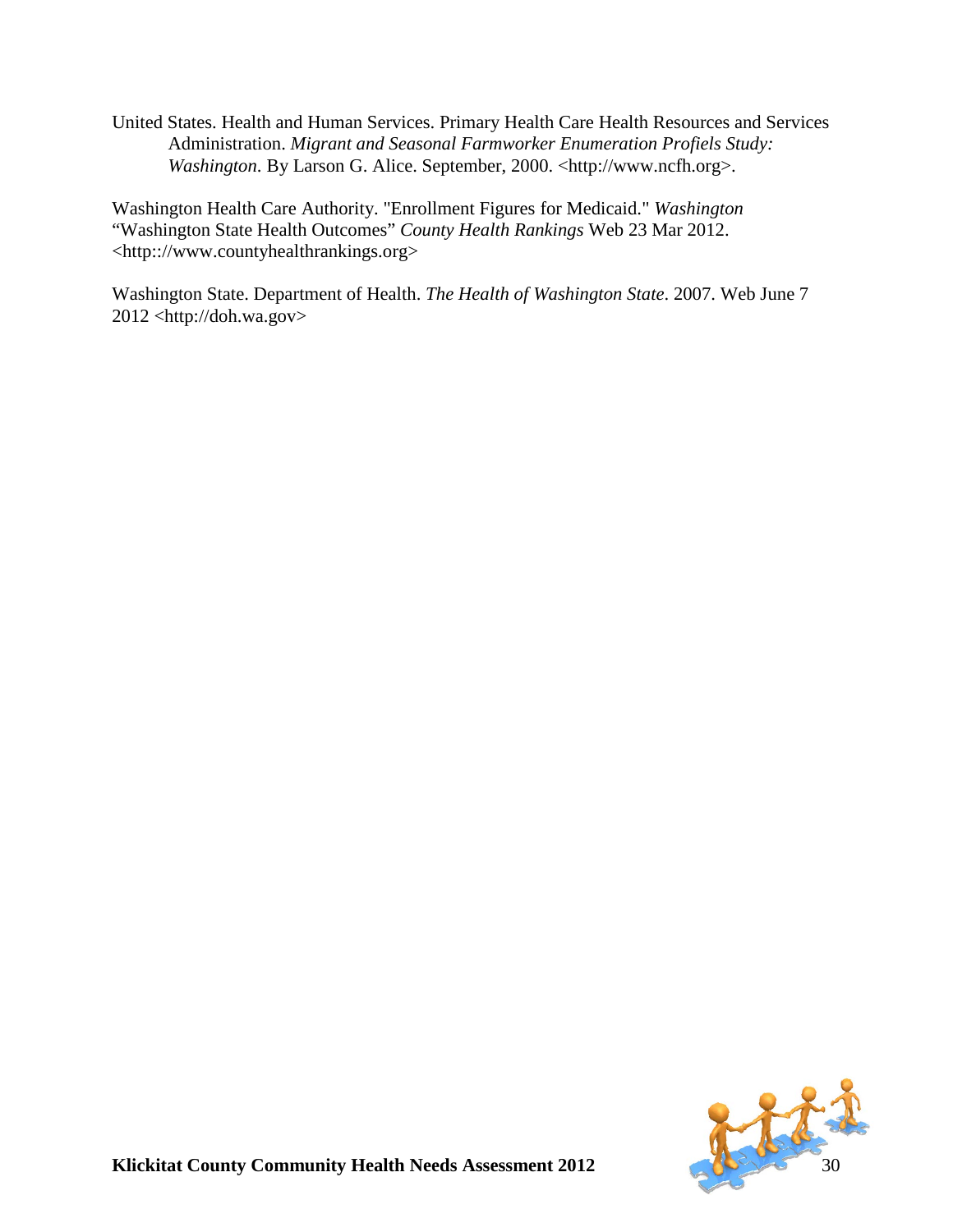United States. Health and Human Services. Primary Health Care Health Resources and Services Administration. *Migrant and Seasonal Farmworker Enumeration Profiels Study: Washington*. By Larson G. Alice. September, 2000. <http://www.ncfh.org>.

Washington Health Care Authority. "Enrollment Figures for Medicaid." *Washington* "Washington State Health Outcomes" *County Health Rankings* Web 23 Mar 2012. <http:://www.countyhealthrankings.org>

Washington State. Department of Health. *The Health of Washington State*. 2007. Web June 7 2012 <http://doh.wa.gov>